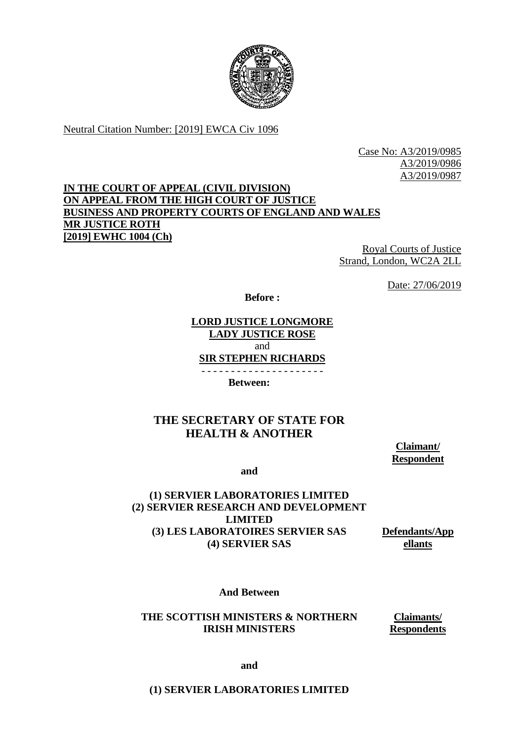Neutral Citation Number: [2019] EWCA Civ 1096

Case No: A3/2019/0985
A3/2019/0986
A3/2019/0987

**IN THE COURT OF APPEAL (CIVIL DIVISION)**
**ON APPEAL FROM THE HIGH COURT OF JUSTICE**
**BUSINESS AND PROPERTY COURTS OF ENGLAND AND WALES**
**MR JUSTICE ROTH**
**[2019] EWHC 1004 (Ch)**

Royal Courts of Justice
Strand, London, WC2A 2LL

Date: 27/06/2019

**Before :**

**LORD JUSTICE LONGMORE**
**LADY JUSTICE ROSE**
and
**SIR STEPHEN RICHARDS**

- - - - - - - - - - - - - - - - - - - - -

**Between:**

**THE SECRETARY OF STATE FOR HEALTH & ANOTHER** — **Claimant/ Respondent**

**and**

**(1) SERVIER LABORATORIES LIMITED**
**(2) SERVIER RESEARCH AND DEVELOPMENT LIMITED**
**(3) LES LABORATOIRES SERVIER SAS**
**(4) SERVIER SAS** — **Defendants/Appellants**

**And Between**

**THE SCOTTISH MINISTERS & NORTHERN IRISH MINISTERS** — **Claimants/ Respondents**

**and**

**(1) SERVIER LABORATORIES LIMITED**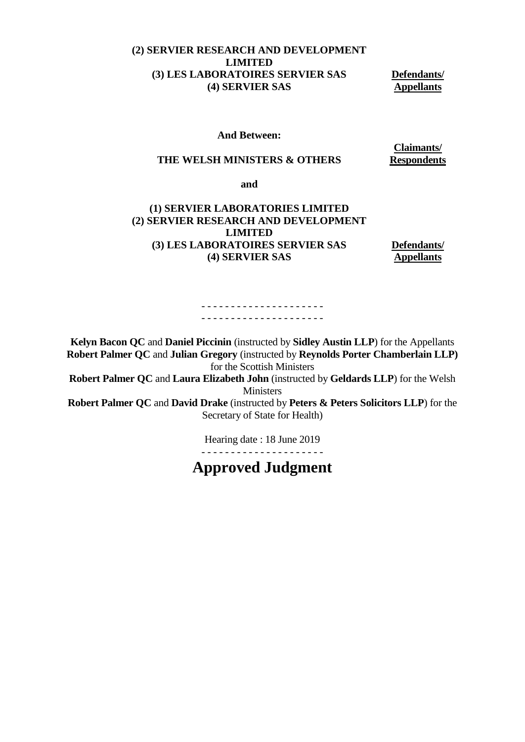**(2) SERVIER RESEARCH AND DEVELOPMENT LIMITED**
**(3) LES LABORATOIRES SERVIER SAS**
**(4) SERVIER SAS**

**Defendants/ Appellants**

**And Between:**

**THE WELSH MINISTERS & OTHERS**

**Claimants/ Respondents**

**and**

**(1) SERVIER LABORATORIES LIMITED**
**(2) SERVIER RESEARCH AND DEVELOPMENT LIMITED**
**(3) LES LABORATOIRES SERVIER SAS**
**(4) SERVIER SAS**

**Defendants/ Appellants**

- - - - - - - - - - - - - - - - - - - - -
- - - - - - - - - - - - - - - - - - - - -

**Kelyn Bacon QC** and **Daniel Piccinin** (instructed by **Sidley Austin LLP**) for the Appellants
**Robert Palmer QC** and **Julian Gregory** (instructed by **Reynolds Porter Chamberlain LLP)** for the Scottish Ministers
**Robert Palmer QC** and **Laura Elizabeth John** (instructed by **Geldards LLP**) for the Welsh Ministers
**Robert Palmer QC** and **David Drake** (instructed by **Peters & Peters Solicitors LLP**) for the Secretary of State for Health)

Hearing date : 18 June 2019

- - - - - - - - - - - - - - - - - - - - -

# Approved Judgment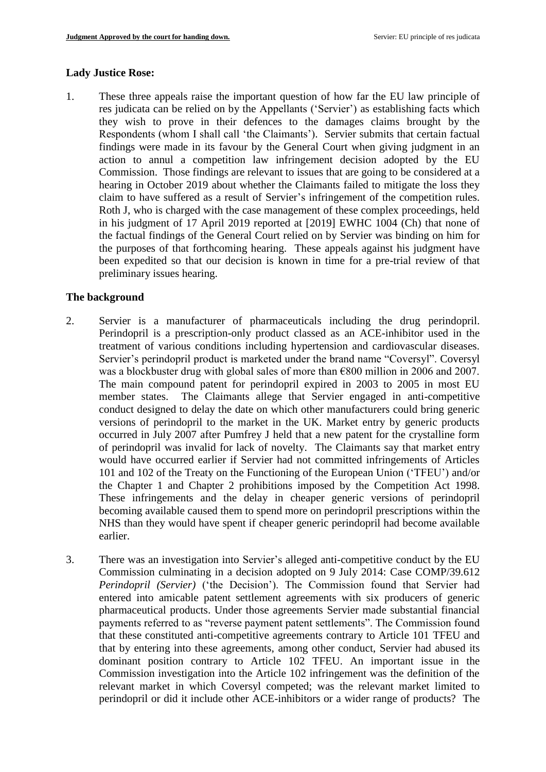**Lady Justice Rose:**

1. These three appeals raise the important question of how far the EU law principle of res judicata can be relied on by the Appellants ('Servier') as establishing facts which they wish to prove in their defences to the damages claims brought by the Respondents (whom I shall call 'the Claimants'). Servier submits that certain factual findings were made in its favour by the General Court when giving judgment in an action to annul a competition law infringement decision adopted by the EU Commission. Those findings are relevant to issues that are going to be considered at a hearing in October 2019 about whether the Claimants failed to mitigate the loss they claim to have suffered as a result of Servier's infringement of the competition rules. Roth J, who is charged with the case management of these complex proceedings, held in his judgment of 17 April 2019 reported at [2019] EWHC 1004 (Ch) that none of the factual findings of the General Court relied on by Servier was binding on him for the purposes of that forthcoming hearing. These appeals against his judgment have been expedited so that our decision is known in time for a pre-trial review of that preliminary issues hearing.

**The background**

2. Servier is a manufacturer of pharmaceuticals including the drug perindopril. Perindopril is a prescription-only product classed as an ACE-inhibitor used in the treatment of various conditions including hypertension and cardiovascular diseases. Servier's perindopril product is marketed under the brand name "Coversyl". Coversyl was a blockbuster drug with global sales of more than €800 million in 2006 and 2007. The main compound patent for perindopril expired in 2003 to 2005 in most EU member states. The Claimants allege that Servier engaged in anti-competitive conduct designed to delay the date on which other manufacturers could bring generic versions of perindopril to the market in the UK. Market entry by generic products occurred in July 2007 after Pumfrey J held that a new patent for the crystalline form of perindopril was invalid for lack of novelty. The Claimants say that market entry would have occurred earlier if Servier had not committed infringements of Articles 101 and 102 of the Treaty on the Functioning of the European Union ('TFEU') and/or the Chapter 1 and Chapter 2 prohibitions imposed by the Competition Act 1998. These infringements and the delay in cheaper generic versions of perindopril becoming available caused them to spend more on perindopril prescriptions within the NHS than they would have spent if cheaper generic perindopril had become available earlier.

3. There was an investigation into Servier's alleged anti-competitive conduct by the EU Commission culminating in a decision adopted on 9 July 2014: Case COMP/39.612 *Perindopril (Servier)* ('the Decision'). The Commission found that Servier had entered into amicable patent settlement agreements with six producers of generic pharmaceutical products. Under those agreements Servier made substantial financial payments referred to as "reverse payment patent settlements". The Commission found that these constituted anti-competitive agreements contrary to Article 101 TFEU and that by entering into these agreements, among other conduct, Servier had abused its dominant position contrary to Article 102 TFEU. An important issue in the Commission investigation into the Article 102 infringement was the definition of the relevant market in which Coversyl competed; was the relevant market limited to perindopril or did it include other ACE-inhibitors or a wider range of products? The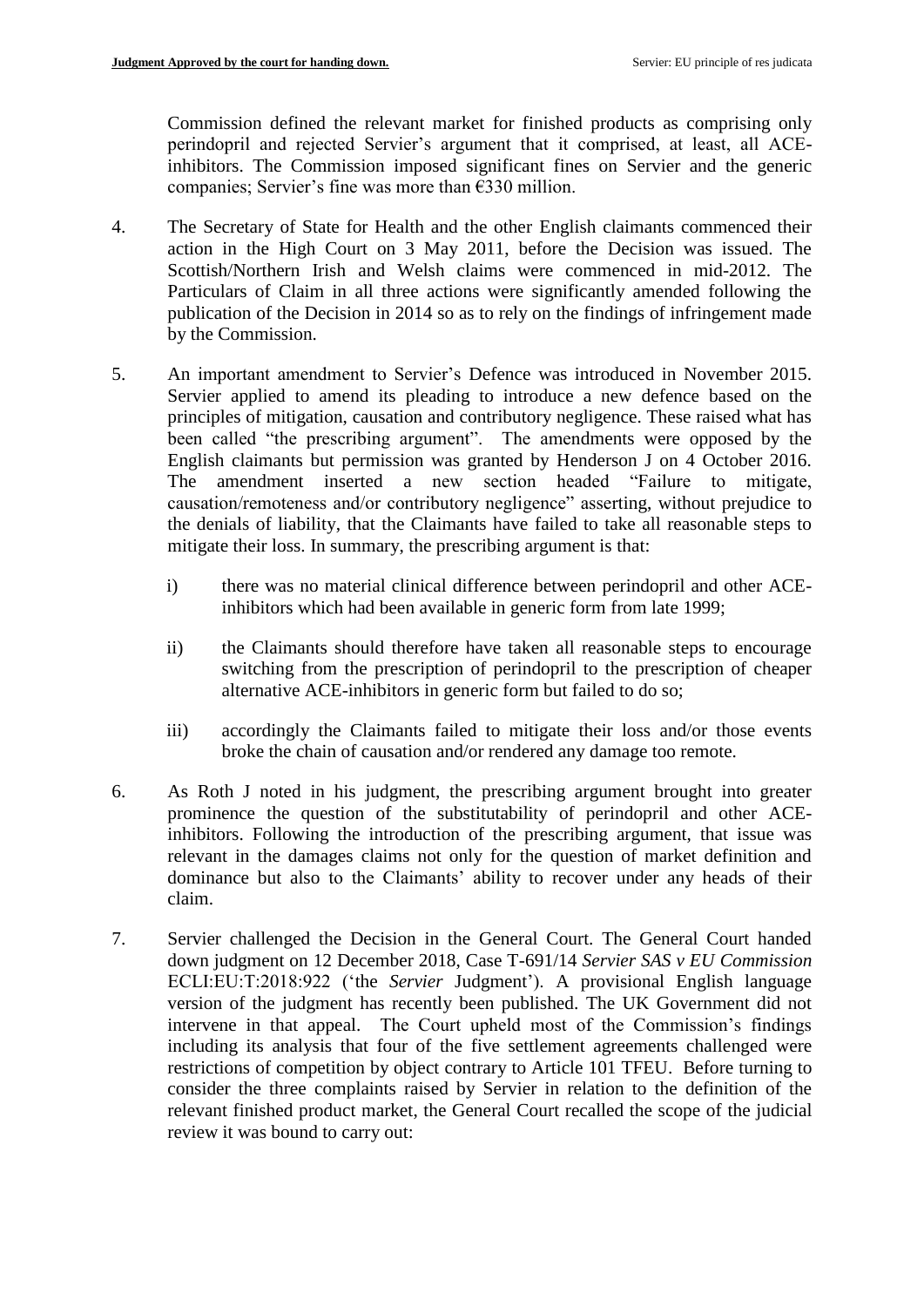Commission defined the relevant market for finished products as comprising only perindopril and rejected Servier's argument that it comprised, at least, all ACE-inhibitors. The Commission imposed significant fines on Servier and the generic companies; Servier's fine was more than €330 million.

4. The Secretary of State for Health and the other English claimants commenced their action in the High Court on 3 May 2011, before the Decision was issued. The Scottish/Northern Irish and Welsh claims were commenced in mid-2012. The Particulars of Claim in all three actions were significantly amended following the publication of the Decision in 2014 so as to rely on the findings of infringement made by the Commission.

5. An important amendment to Servier's Defence was introduced in November 2015. Servier applied to amend its pleading to introduce a new defence based on the principles of mitigation, causation and contributory negligence. These raised what has been called "the prescribing argument". The amendments were opposed by the English claimants but permission was granted by Henderson J on 4 October 2016. The amendment inserted a new section headed "Failure to mitigate, causation/remoteness and/or contributory negligence" asserting, without prejudice to the denials of liability, that the Claimants have failed to take all reasonable steps to mitigate their loss. In summary, the prescribing argument is that:

   i) there was no material clinical difference between perindopril and other ACE-inhibitors which had been available in generic form from late 1999;

   ii) the Claimants should therefore have taken all reasonable steps to encourage switching from the prescription of perindopril to the prescription of cheaper alternative ACE-inhibitors in generic form but failed to do so;

   iii) accordingly the Claimants failed to mitigate their loss and/or those events broke the chain of causation and/or rendered any damage too remote.

6. As Roth J noted in his judgment, the prescribing argument brought into greater prominence the question of the substitutability of perindopril and other ACE-inhibitors. Following the introduction of the prescribing argument, that issue was relevant in the damages claims not only for the question of market definition and dominance but also to the Claimants' ability to recover under any heads of their claim.

7. Servier challenged the Decision in the General Court. The General Court handed down judgment on 12 December 2018, Case T-691/14 *Servier SAS v EU Commission* ECLI:EU:T:2018:922 ('the *Servier* Judgment'). A provisional English language version of the judgment has recently been published. The UK Government did not intervene in that appeal. The Court upheld most of the Commission's findings including its analysis that four of the five settlement agreements challenged were restrictions of competition by object contrary to Article 101 TFEU. Before turning to consider the three complaints raised by Servier in relation to the definition of the relevant finished product market, the General Court recalled the scope of the judicial review it was bound to carry out: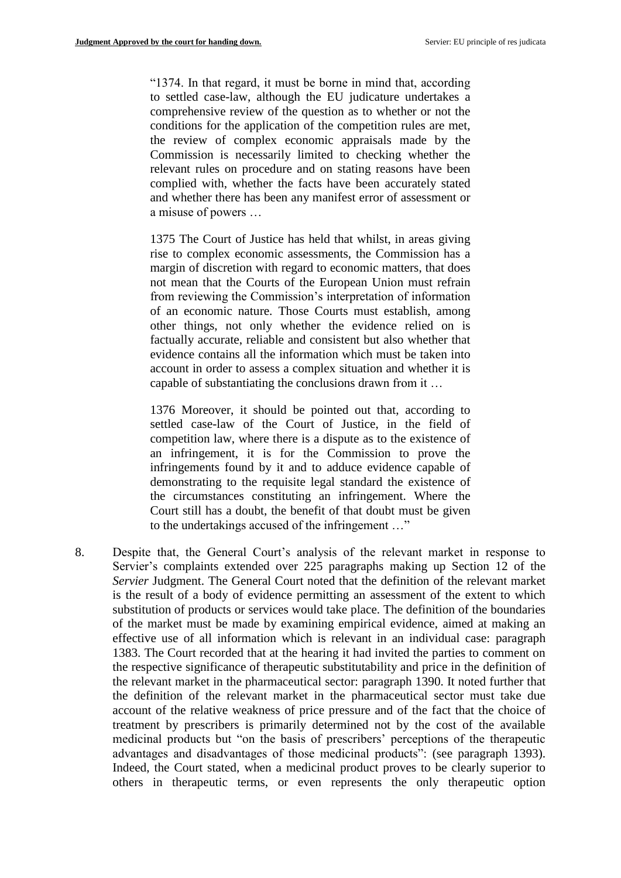> "1374. In that regard, it must be borne in mind that, according to settled case-law, although the EU judicature undertakes a comprehensive review of the question as to whether or not the conditions for the application of the competition rules are met, the review of complex economic appraisals made by the Commission is necessarily limited to checking whether the relevant rules on procedure and on stating reasons have been complied with, whether the facts have been accurately stated and whether there has been any manifest error of assessment or a misuse of powers …
>
> 1375 The Court of Justice has held that whilst, in areas giving rise to complex economic assessments, the Commission has a margin of discretion with regard to economic matters, that does not mean that the Courts of the European Union must refrain from reviewing the Commission's interpretation of information of an economic nature. Those Courts must establish, among other things, not only whether the evidence relied on is factually accurate, reliable and consistent but also whether that evidence contains all the information which must be taken into account in order to assess a complex situation and whether it is capable of substantiating the conclusions drawn from it …
>
> 1376 Moreover, it should be pointed out that, according to settled case-law of the Court of Justice, in the field of competition law, where there is a dispute as to the existence of an infringement, it is for the Commission to prove the infringements found by it and to adduce evidence capable of demonstrating to the requisite legal standard the existence of the circumstances constituting an infringement. Where the Court still has a doubt, the benefit of that doubt must be given to the undertakings accused of the infringement …"

8. Despite that, the General Court's analysis of the relevant market in response to Servier's complaints extended over 225 paragraphs making up Section 12 of the *Servier* Judgment. The General Court noted that the definition of the relevant market is the result of a body of evidence permitting an assessment of the extent to which substitution of products or services would take place. The definition of the boundaries of the market must be made by examining empirical evidence, aimed at making an effective use of all information which is relevant in an individual case: paragraph 1383. The Court recorded that at the hearing it had invited the parties to comment on the respective significance of therapeutic substitutability and price in the definition of the relevant market in the pharmaceutical sector: paragraph 1390. It noted further that the definition of the relevant market in the pharmaceutical sector must take due account of the relative weakness of price pressure and of the fact that the choice of treatment by prescribers is primarily determined not by the cost of the available medicinal products but "on the basis of prescribers' perceptions of the therapeutic advantages and disadvantages of those medicinal products": (see paragraph 1393). Indeed, the Court stated, when a medicinal product proves to be clearly superior to others in therapeutic terms, or even represents the only therapeutic option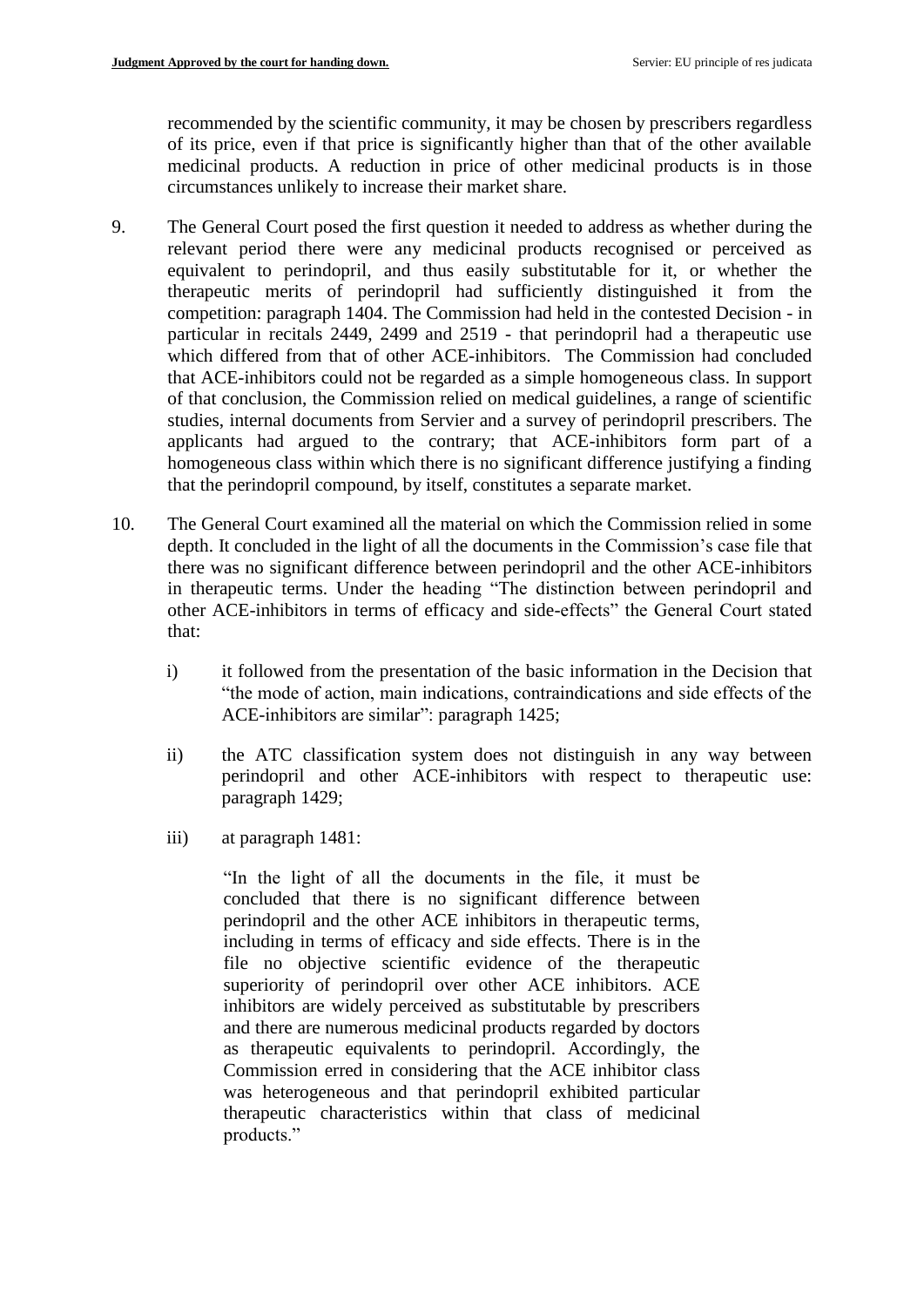recommended by the scientific community, it may be chosen by prescribers regardless of its price, even if that price is significantly higher than that of the other available medicinal products. A reduction in price of other medicinal products is in those circumstances unlikely to increase their market share.

9. The General Court posed the first question it needed to address as whether during the relevant period there were any medicinal products recognised or perceived as equivalent to perindopril, and thus easily substitutable for it, or whether the therapeutic merits of perindopril had sufficiently distinguished it from the competition: paragraph 1404. The Commission had held in the contested Decision - in particular in recitals 2449, 2499 and 2519 - that perindopril had a therapeutic use which differed from that of other ACE-inhibitors. The Commission had concluded that ACE-inhibitors could not be regarded as a simple homogeneous class. In support of that conclusion, the Commission relied on medical guidelines, a range of scientific studies, internal documents from Servier and a survey of perindopril prescribers. The applicants had argued to the contrary; that ACE-inhibitors form part of a homogeneous class within which there is no significant difference justifying a finding that the perindopril compound, by itself, constitutes a separate market.

10. The General Court examined all the material on which the Commission relied in some depth. It concluded in the light of all the documents in the Commission's case file that there was no significant difference between perindopril and the other ACE-inhibitors in therapeutic terms. Under the heading "The distinction between perindopril and other ACE-inhibitors in terms of efficacy and side-effects" the General Court stated that:

    i) it followed from the presentation of the basic information in the Decision that "the mode of action, main indications, contraindications and side effects of the ACE-inhibitors are similar": paragraph 1425;

    ii) the ATC classification system does not distinguish in any way between perindopril and other ACE-inhibitors with respect to therapeutic use: paragraph 1429;

    iii) at paragraph 1481:

    > "In the light of all the documents in the file, it must be concluded that there is no significant difference between perindopril and the other ACE inhibitors in therapeutic terms, including in terms of efficacy and side effects. There is in the file no objective scientific evidence of the therapeutic superiority of perindopril over other ACE inhibitors. ACE inhibitors are widely perceived as substitutable by prescribers and there are numerous medicinal products regarded by doctors as therapeutic equivalents to perindopril. Accordingly, the Commission erred in considering that the ACE inhibitor class was heterogeneous and that perindopril exhibited particular therapeutic characteristics within that class of medicinal products."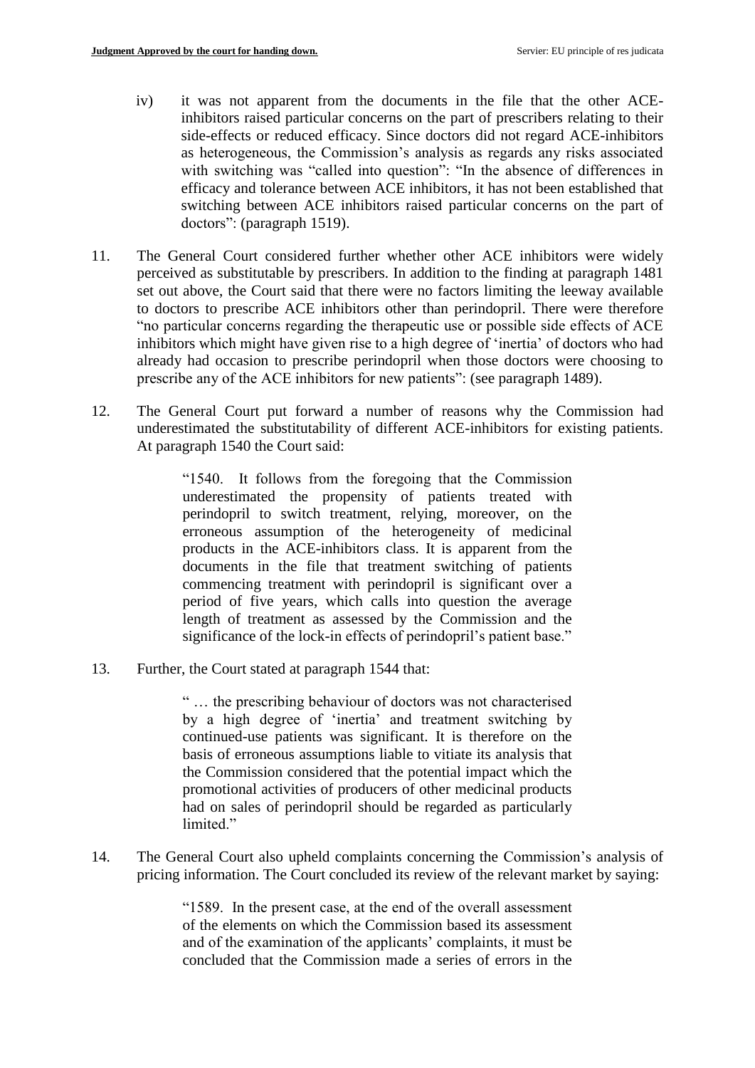iv) it was not apparent from the documents in the file that the other ACE-inhibitors raised particular concerns on the part of prescribers relating to their side-effects or reduced efficacy. Since doctors did not regard ACE-inhibitors as heterogeneous, the Commission's analysis as regards any risks associated with switching was "called into question": "In the absence of differences in efficacy and tolerance between ACE inhibitors, it has not been established that switching between ACE inhibitors raised particular concerns on the part of doctors": (paragraph 1519).

11. The General Court considered further whether other ACE inhibitors were widely perceived as substitutable by prescribers. In addition to the finding at paragraph 1481 set out above, the Court said that there were no factors limiting the leeway available to doctors to prescribe ACE inhibitors other than perindopril. There were therefore "no particular concerns regarding the therapeutic use or possible side effects of ACE inhibitors which might have given rise to a high degree of 'inertia' of doctors who had already had occasion to prescribe perindopril when those doctors were choosing to prescribe any of the ACE inhibitors for new patients": (see paragraph 1489).

12. The General Court put forward a number of reasons why the Commission had underestimated the substitutability of different ACE-inhibitors for existing patients. At paragraph 1540 the Court said:

> "1540. It follows from the foregoing that the Commission underestimated the propensity of patients treated with perindopril to switch treatment, relying, moreover, on the erroneous assumption of the heterogeneity of medicinal products in the ACE-inhibitors class. It is apparent from the documents in the file that treatment switching of patients commencing treatment with perindopril is significant over a period of five years, which calls into question the average length of treatment as assessed by the Commission and the significance of the lock-in effects of perindopril's patient base."

13. Further, the Court stated at paragraph 1544 that:

> " … the prescribing behaviour of doctors was not characterised by a high degree of 'inertia' and treatment switching by continued-use patients was significant. It is therefore on the basis of erroneous assumptions liable to vitiate its analysis that the Commission considered that the potential impact which the promotional activities of producers of other medicinal products had on sales of perindopril should be regarded as particularly limited."

14. The General Court also upheld complaints concerning the Commission's analysis of pricing information. The Court concluded its review of the relevant market by saying:

> "1589. In the present case, at the end of the overall assessment of the elements on which the Commission based its assessment and of the examination of the applicants' complaints, it must be concluded that the Commission made a series of errors in the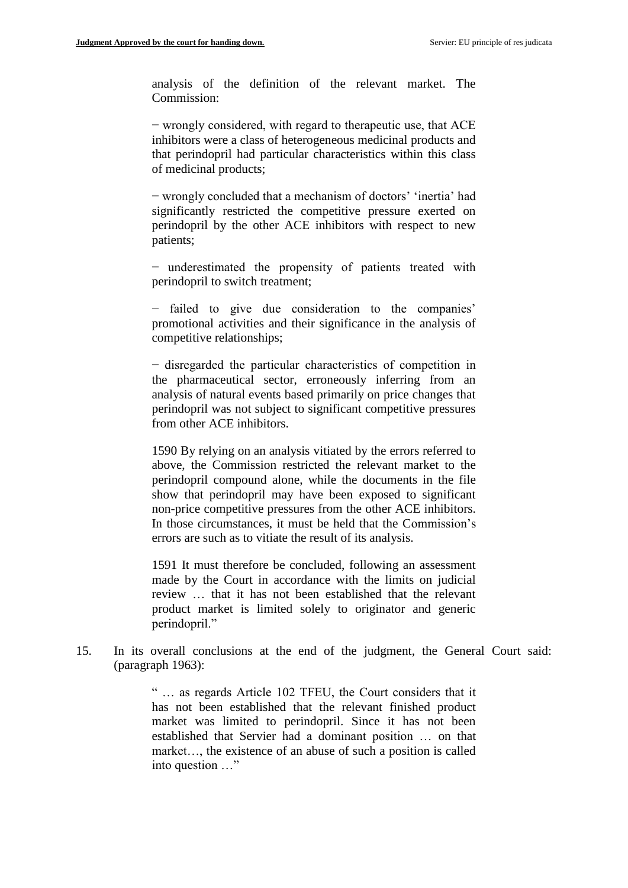> analysis of the definition of the relevant market. The Commission:
>
> − wrongly considered, with regard to therapeutic use, that ACE inhibitors were a class of heterogeneous medicinal products and that perindopril had particular characteristics within this class of medicinal products;
>
> − wrongly concluded that a mechanism of doctors' 'inertia' had significantly restricted the competitive pressure exerted on perindopril by the other ACE inhibitors with respect to new patients;
>
> − underestimated the propensity of patients treated with perindopril to switch treatment;
>
> − failed to give due consideration to the companies' promotional activities and their significance in the analysis of competitive relationships;
>
> − disregarded the particular characteristics of competition in the pharmaceutical sector, erroneously inferring from an analysis of natural events based primarily on price changes that perindopril was not subject to significant competitive pressures from other ACE inhibitors.
>
> 1590 By relying on an analysis vitiated by the errors referred to above, the Commission restricted the relevant market to the perindopril compound alone, while the documents in the file show that perindopril may have been exposed to significant non-price competitive pressures from the other ACE inhibitors. In those circumstances, it must be held that the Commission's errors are such as to vitiate the result of its analysis.
>
> 1591 It must therefore be concluded, following an assessment made by the Court in accordance with the limits on judicial review … that it has not been established that the relevant product market is limited solely to originator and generic perindopril."

15. In its overall conclusions at the end of the judgment, the General Court said: (paragraph 1963):

> " … as regards Article 102 TFEU, the Court considers that it has not been established that the relevant finished product market was limited to perindopril. Since it has not been established that Servier had a dominant position … on that market…, the existence of an abuse of such a position is called into question …"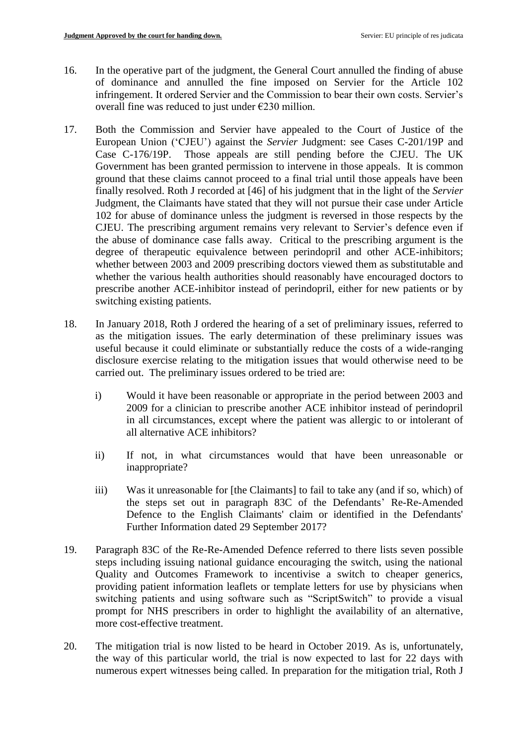16. In the operative part of the judgment, the General Court annulled the finding of abuse of dominance and annulled the fine imposed on Servier for the Article 102 infringement. It ordered Servier and the Commission to bear their own costs. Servier's overall fine was reduced to just under €230 million.

17. Both the Commission and Servier have appealed to the Court of Justice of the European Union ('CJEU') against the *Servier* Judgment: see Cases C-201/19P and Case C-176/19P. Those appeals are still pending before the CJEU. The UK Government has been granted permission to intervene in those appeals. It is common ground that these claims cannot proceed to a final trial until those appeals have been finally resolved. Roth J recorded at [46] of his judgment that in the light of the *Servier* Judgment, the Claimants have stated that they will not pursue their case under Article 102 for abuse of dominance unless the judgment is reversed in those respects by the CJEU. The prescribing argument remains very relevant to Servier's defence even if the abuse of dominance case falls away. Critical to the prescribing argument is the degree of therapeutic equivalence between perindopril and other ACE-inhibitors; whether between 2003 and 2009 prescribing doctors viewed them as substitutable and whether the various health authorities should reasonably have encouraged doctors to prescribe another ACE-inhibitor instead of perindopril, either for new patients or by switching existing patients.

18. In January 2018, Roth J ordered the hearing of a set of preliminary issues, referred to as the mitigation issues. The early determination of these preliminary issues was useful because it could eliminate or substantially reduce the costs of a wide-ranging disclosure exercise relating to the mitigation issues that would otherwise need to be carried out. The preliminary issues ordered to be tried are:

    i) Would it have been reasonable or appropriate in the period between 2003 and 2009 for a clinician to prescribe another ACE inhibitor instead of perindopril in all circumstances, except where the patient was allergic to or intolerant of all alternative ACE inhibitors?

    ii) If not, in what circumstances would that have been unreasonable or inappropriate?

    iii) Was it unreasonable for [the Claimants] to fail to take any (and if so, which) of the steps set out in paragraph 83C of the Defendants' Re-Re-Amended Defence to the English Claimants' claim or identified in the Defendants' Further Information dated 29 September 2017?

19. Paragraph 83C of the Re-Re-Amended Defence referred to there lists seven possible steps including issuing national guidance encouraging the switch, using the national Quality and Outcomes Framework to incentivise a switch to cheaper generics, providing patient information leaflets or template letters for use by physicians when switching patients and using software such as "ScriptSwitch" to provide a visual prompt for NHS prescribers in order to highlight the availability of an alternative, more cost-effective treatment.

20. The mitigation trial is now listed to be heard in October 2019. As is, unfortunately, the way of this particular world, the trial is now expected to last for 22 days with numerous expert witnesses being called. In preparation for the mitigation trial, Roth J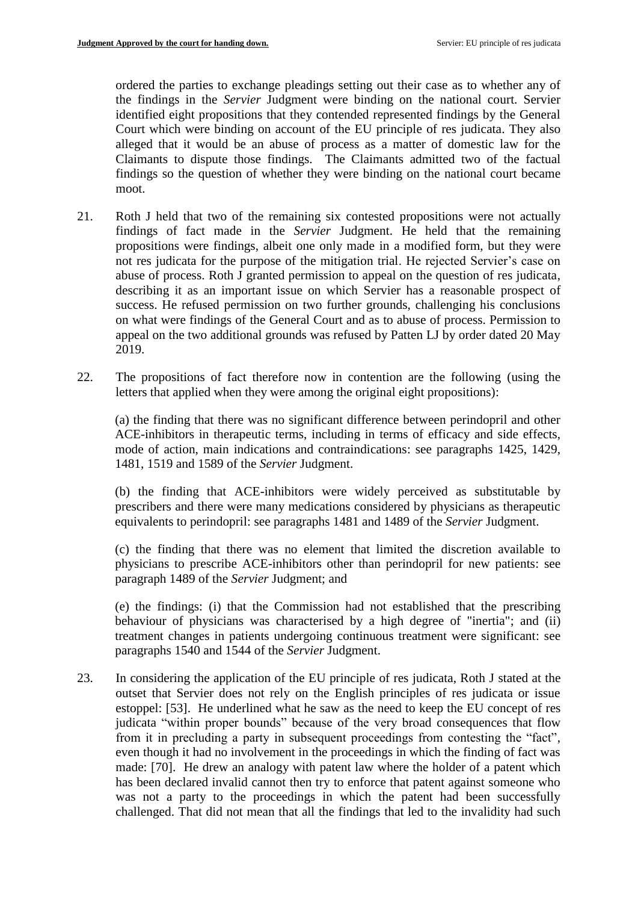ordered the parties to exchange pleadings setting out their case as to whether any of the findings in the *Servier* Judgment were binding on the national court. Servier identified eight propositions that they contended represented findings by the General Court which were binding on account of the EU principle of res judicata. They also alleged that it would be an abuse of process as a matter of domestic law for the Claimants to dispute those findings. The Claimants admitted two of the factual findings so the question of whether they were binding on the national court became moot.

21. Roth J held that two of the remaining six contested propositions were not actually findings of fact made in the *Servier* Judgment. He held that the remaining propositions were findings, albeit one only made in a modified form, but they were not res judicata for the purpose of the mitigation trial. He rejected Servier's case on abuse of process. Roth J granted permission to appeal on the question of res judicata, describing it as an important issue on which Servier has a reasonable prospect of success. He refused permission on two further grounds, challenging his conclusions on what were findings of the General Court and as to abuse of process. Permission to appeal on the two additional grounds was refused by Patten LJ by order dated 20 May 2019.

22. The propositions of fact therefore now in contention are the following (using the letters that applied when they were among the original eight propositions):

(a) the finding that there was no significant difference between perindopril and other ACE-inhibitors in therapeutic terms, including in terms of efficacy and side effects, mode of action, main indications and contraindications: see paragraphs 1425, 1429, 1481, 1519 and 1589 of the *Servier* Judgment.

(b) the finding that ACE-inhibitors were widely perceived as substitutable by prescribers and there were many medications considered by physicians as therapeutic equivalents to perindopril: see paragraphs 1481 and 1489 of the *Servier* Judgment.

(c) the finding that there was no element that limited the discretion available to physicians to prescribe ACE-inhibitors other than perindopril for new patients: see paragraph 1489 of the *Servier* Judgment; and

(e) the findings: (i) that the Commission had not established that the prescribing behaviour of physicians was characterised by a high degree of "inertia"; and (ii) treatment changes in patients undergoing continuous treatment were significant: see paragraphs 1540 and 1544 of the *Servier* Judgment.

23. In considering the application of the EU principle of res judicata, Roth J stated at the outset that Servier does not rely on the English principles of res judicata or issue estoppel: [53]. He underlined what he saw as the need to keep the EU concept of res judicata "within proper bounds" because of the very broad consequences that flow from it in precluding a party in subsequent proceedings from contesting the "fact", even though it had no involvement in the proceedings in which the finding of fact was made: [70]. He drew an analogy with patent law where the holder of a patent which has been declared invalid cannot then try to enforce that patent against someone who was not a party to the proceedings in which the patent had been successfully challenged. That did not mean that all the findings that led to the invalidity had such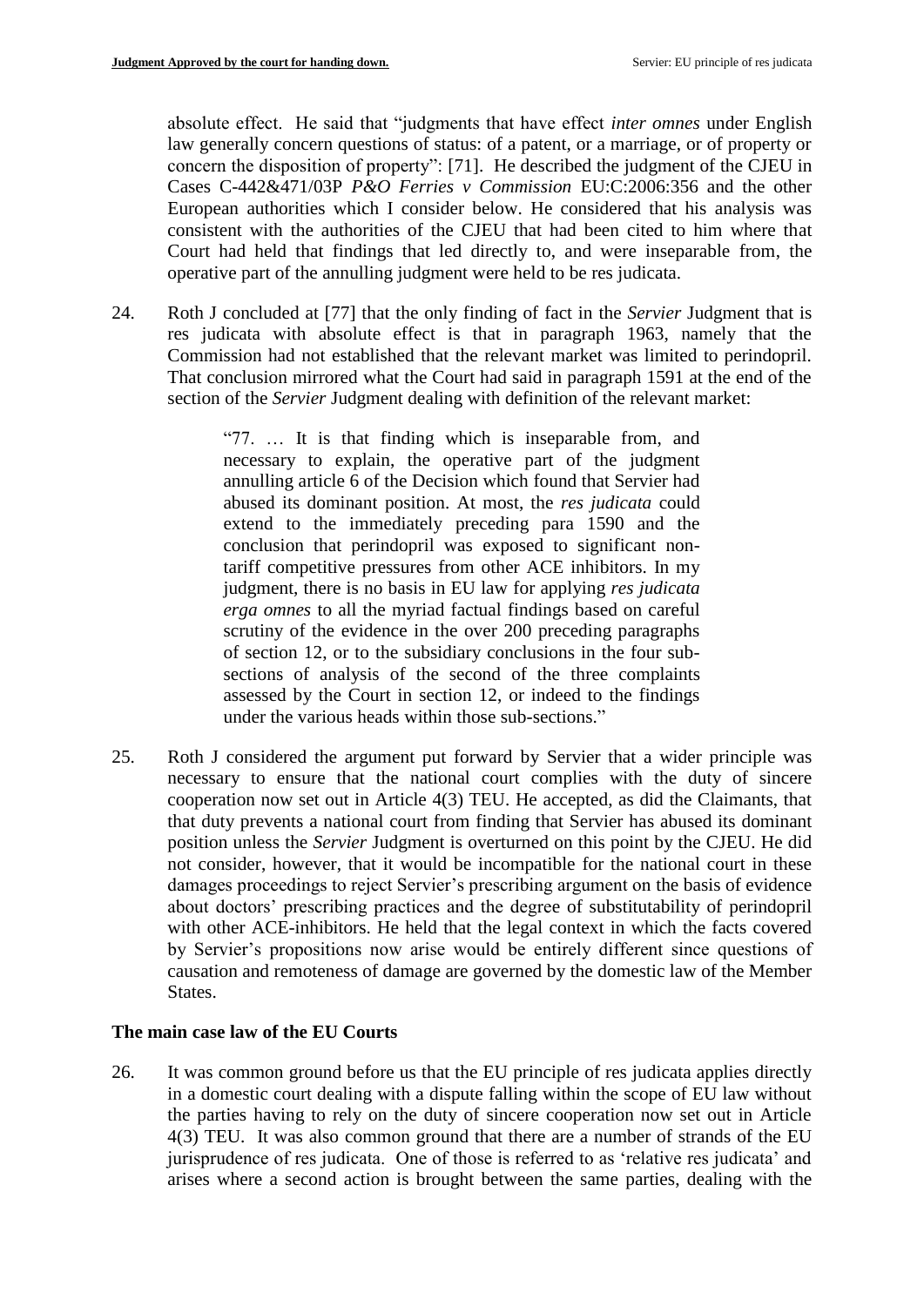absolute effect. He said that "judgments that have effect *inter omnes* under English law generally concern questions of status: of a patent, or a marriage, or of property or concern the disposition of property": [71]. He described the judgment of the CJEU in Cases C-442&471/03P *P&O Ferries v Commission* EU:C:2006:356 and the other European authorities which I consider below. He considered that his analysis was consistent with the authorities of the CJEU that had been cited to him where that Court had held that findings that led directly to, and were inseparable from, the operative part of the annulling judgment were held to be res judicata.

24. Roth J concluded at [77] that the only finding of fact in the *Servier* Judgment that is res judicata with absolute effect is that in paragraph 1963, namely that the Commission had not established that the relevant market was limited to perindopril. That conclusion mirrored what the Court had said in paragraph 1591 at the end of the section of the *Servier* Judgment dealing with definition of the relevant market:

> "77. … It is that finding which is inseparable from, and necessary to explain, the operative part of the judgment annulling article 6 of the Decision which found that Servier had abused its dominant position. At most, the *res judicata* could extend to the immediately preceding para 1590 and the conclusion that perindopril was exposed to significant non-tariff competitive pressures from other ACE inhibitors. In my judgment, there is no basis in EU law for applying *res judicata erga omnes* to all the myriad factual findings based on careful scrutiny of the evidence in the over 200 preceding paragraphs of section 12, or to the subsidiary conclusions in the four sub-sections of analysis of the second of the three complaints assessed by the Court in section 12, or indeed to the findings under the various heads within those sub-sections."

25. Roth J considered the argument put forward by Servier that a wider principle was necessary to ensure that the national court complies with the duty of sincere cooperation now set out in Article 4(3) TEU. He accepted, as did the Claimants, that that duty prevents a national court from finding that Servier has abused its dominant position unless the *Servier* Judgment is overturned on this point by the CJEU. He did not consider, however, that it would be incompatible for the national court in these damages proceedings to reject Servier's prescribing argument on the basis of evidence about doctors' prescribing practices and the degree of substitutability of perindopril with other ACE-inhibitors. He held that the legal context in which the facts covered by Servier's propositions now arise would be entirely different since questions of causation and remoteness of damage are governed by the domestic law of the Member States.

## The main case law of the EU Courts

26. It was common ground before us that the EU principle of res judicata applies directly in a domestic court dealing with a dispute falling within the scope of EU law without the parties having to rely on the duty of sincere cooperation now set out in Article 4(3) TEU. It was also common ground that there are a number of strands of the EU jurisprudence of res judicata. One of those is referred to as 'relative res judicata' and arises where a second action is brought between the same parties, dealing with the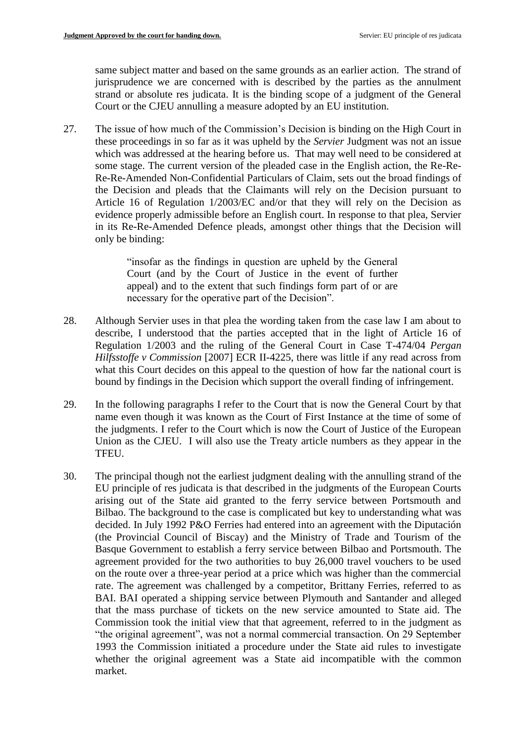same subject matter and based on the same grounds as an earlier action. The strand of jurisprudence we are concerned with is described by the parties as the annulment strand or absolute res judicata. It is the binding scope of a judgment of the General Court or the CJEU annulling a measure adopted by an EU institution.

27. The issue of how much of the Commission's Decision is binding on the High Court in these proceedings in so far as it was upheld by the *Servier* Judgment was not an issue which was addressed at the hearing before us. That may well need to be considered at some stage. The current version of the pleaded case in the English action, the Re-Re-Re-Re-Amended Non-Confidential Particulars of Claim, sets out the broad findings of the Decision and pleads that the Claimants will rely on the Decision pursuant to Article 16 of Regulation 1/2003/EC and/or that they will rely on the Decision as evidence properly admissible before an English court. In response to that plea, Servier in its Re-Re-Amended Defence pleads, amongst other things that the Decision will only be binding:

> "insofar as the findings in question are upheld by the General Court (and by the Court of Justice in the event of further appeal) and to the extent that such findings form part of or are necessary for the operative part of the Decision".

28. Although Servier uses in that plea the wording taken from the case law I am about to describe, I understood that the parties accepted that in the light of Article 16 of Regulation 1/2003 and the ruling of the General Court in Case T-474/04 *Pergan Hilfsstoffe v Commission* [2007] ECR II-4225, there was little if any read across from what this Court decides on this appeal to the question of how far the national court is bound by findings in the Decision which support the overall finding of infringement.

29. In the following paragraphs I refer to the Court that is now the General Court by that name even though it was known as the Court of First Instance at the time of some of the judgments. I refer to the Court which is now the Court of Justice of the European Union as the CJEU. I will also use the Treaty article numbers as they appear in the TFEU.

30. The principal though not the earliest judgment dealing with the annulling strand of the EU principle of res judicata is that described in the judgments of the European Courts arising out of the State aid granted to the ferry service between Portsmouth and Bilbao. The background to the case is complicated but key to understanding what was decided. In July 1992 P&O Ferries had entered into an agreement with the Diputación (the Provincial Council of Biscay) and the Ministry of Trade and Tourism of the Basque Government to establish a ferry service between Bilbao and Portsmouth. The agreement provided for the two authorities to buy 26,000 travel vouchers to be used on the route over a three-year period at a price which was higher than the commercial rate. The agreement was challenged by a competitor, Brittany Ferries, referred to as BAI. BAI operated a shipping service between Plymouth and Santander and alleged that the mass purchase of tickets on the new service amounted to State aid. The Commission took the initial view that that agreement, referred to in the judgment as "the original agreement", was not a normal commercial transaction. On 29 September 1993 the Commission initiated a procedure under the State aid rules to investigate whether the original agreement was a State aid incompatible with the common market.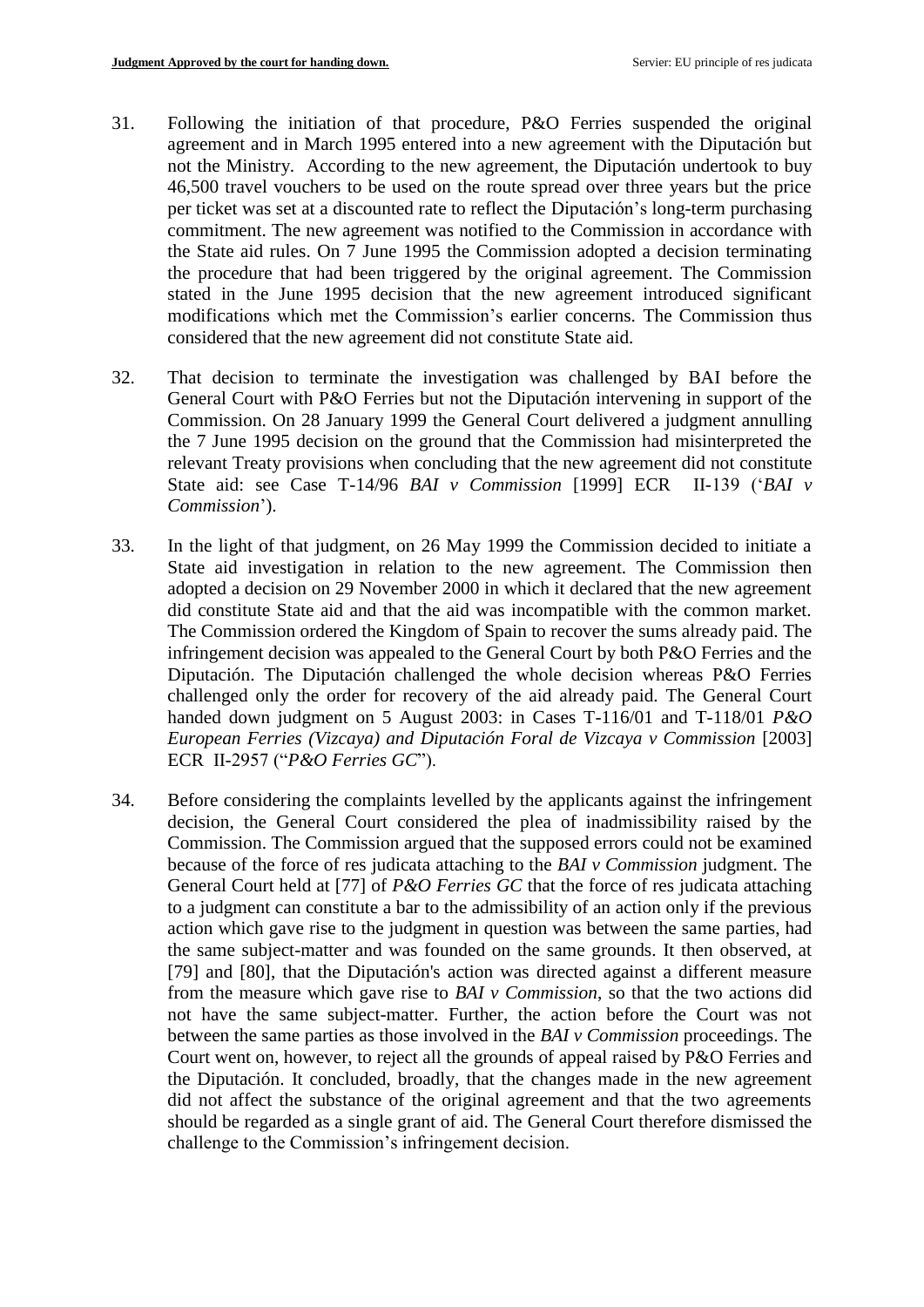31. Following the initiation of that procedure, P&O Ferries suspended the original agreement and in March 1995 entered into a new agreement with the Diputación but not the Ministry. According to the new agreement, the Diputación undertook to buy 46,500 travel vouchers to be used on the route spread over three years but the price per ticket was set at a discounted rate to reflect the Diputación's long-term purchasing commitment. The new agreement was notified to the Commission in accordance with the State aid rules. On 7 June 1995 the Commission adopted a decision terminating the procedure that had been triggered by the original agreement. The Commission stated in the June 1995 decision that the new agreement introduced significant modifications which met the Commission's earlier concerns. The Commission thus considered that the new agreement did not constitute State aid.

32. That decision to terminate the investigation was challenged by BAI before the General Court with P&O Ferries but not the Diputación intervening in support of the Commission. On 28 January 1999 the General Court delivered a judgment annulling the 7 June 1995 decision on the ground that the Commission had misinterpreted the relevant Treaty provisions when concluding that the new agreement did not constitute State aid: see Case T-14/96 *BAI v Commission* [1999] ECR II-139 ('*BAI v Commission*').

33. In the light of that judgment, on 26 May 1999 the Commission decided to initiate a State aid investigation in relation to the new agreement. The Commission then adopted a decision on 29 November 2000 in which it declared that the new agreement did constitute State aid and that the aid was incompatible with the common market. The Commission ordered the Kingdom of Spain to recover the sums already paid. The infringement decision was appealed to the General Court by both P&O Ferries and the Diputación. The Diputación challenged the whole decision whereas P&O Ferries challenged only the order for recovery of the aid already paid. The General Court handed down judgment on 5 August 2003: in Cases T-116/01 and T-118/01 *P&O European Ferries (Vizcaya) and Diputación Foral de Vizcaya v Commission* [2003] ECR II-2957 ("*P&O Ferries GC*").

34. Before considering the complaints levelled by the applicants against the infringement decision, the General Court considered the plea of inadmissibility raised by the Commission. The Commission argued that the supposed errors could not be examined because of the force of res judicata attaching to the *BAI v Commission* judgment. The General Court held at [77] of *P&O Ferries GC* that the force of res judicata attaching to a judgment can constitute a bar to the admissibility of an action only if the previous action which gave rise to the judgment in question was between the same parties, had the same subject-matter and was founded on the same grounds. It then observed, at [79] and [80], that the Diputación's action was directed against a different measure from the measure which gave rise to *BAI v Commission*, so that the two actions did not have the same subject-matter. Further, the action before the Court was not between the same parties as those involved in the *BAI v Commission* proceedings. The Court went on, however, to reject all the grounds of appeal raised by P&O Ferries and the Diputación. It concluded, broadly, that the changes made in the new agreement did not affect the substance of the original agreement and that the two agreements should be regarded as a single grant of aid. The General Court therefore dismissed the challenge to the Commission's infringement decision.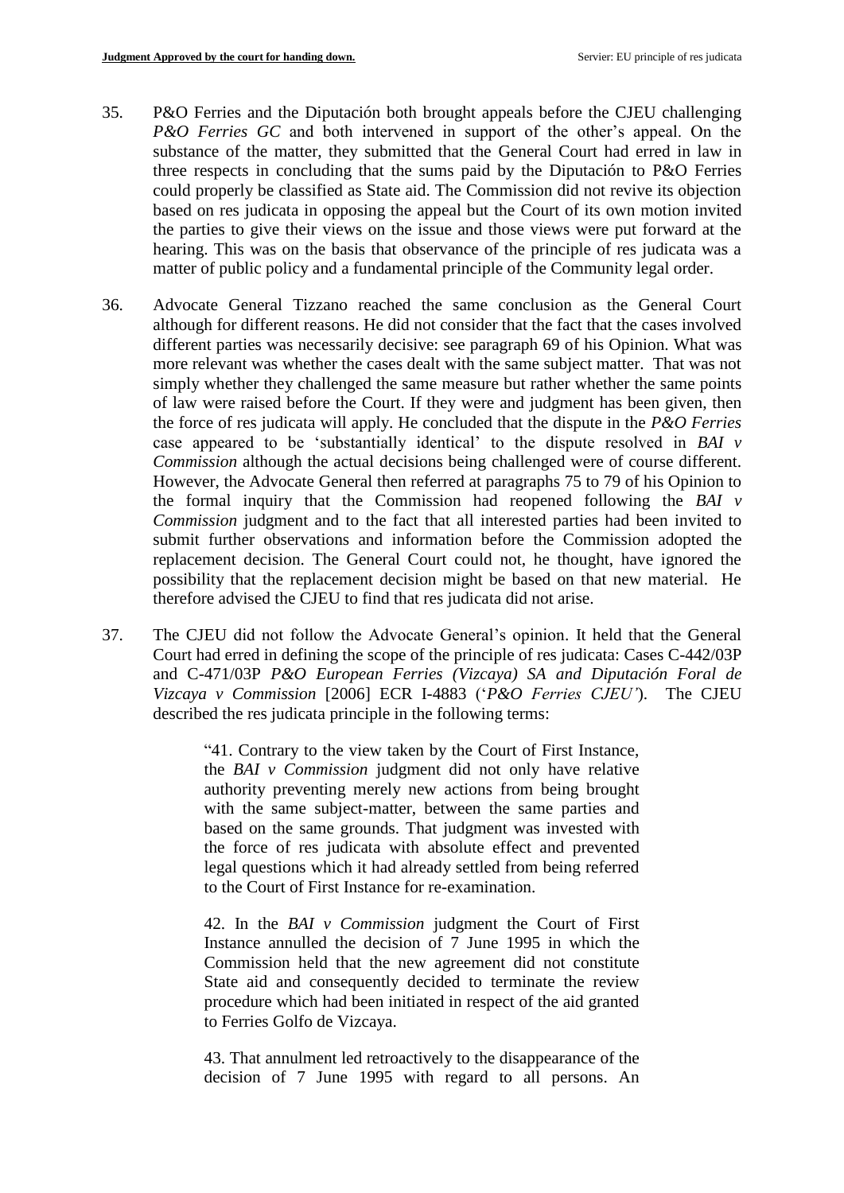35. P&O Ferries and the Diputación both brought appeals before the CJEU challenging *P&O Ferries GC* and both intervened in support of the other's appeal. On the substance of the matter, they submitted that the General Court had erred in law in three respects in concluding that the sums paid by the Diputación to P&O Ferries could properly be classified as State aid. The Commission did not revive its objection based on res judicata in opposing the appeal but the Court of its own motion invited the parties to give their views on the issue and those views were put forward at the hearing. This was on the basis that observance of the principle of res judicata was a matter of public policy and a fundamental principle of the Community legal order.

36. Advocate General Tizzano reached the same conclusion as the General Court although for different reasons. He did not consider that the fact that the cases involved different parties was necessarily decisive: see paragraph 69 of his Opinion. What was more relevant was whether the cases dealt with the same subject matter. That was not simply whether they challenged the same measure but rather whether the same points of law were raised before the Court. If they were and judgment has been given, then the force of res judicata will apply. He concluded that the dispute in the *P&O Ferries* case appeared to be 'substantially identical' to the dispute resolved in *BAI v Commission* although the actual decisions being challenged were of course different. However, the Advocate General then referred at paragraphs 75 to 79 of his Opinion to the formal inquiry that the Commission had reopened following the *BAI v Commission* judgment and to the fact that all interested parties had been invited to submit further observations and information before the Commission adopted the replacement decision. The General Court could not, he thought, have ignored the possibility that the replacement decision might be based on that new material. He therefore advised the CJEU to find that res judicata did not arise.

37. The CJEU did not follow the Advocate General's opinion. It held that the General Court had erred in defining the scope of the principle of res judicata: Cases C-442/03P and C-471/03P *P&O European Ferries (Vizcaya) SA and Diputación Foral de Vizcaya v Commission* [2006] ECR I-4883 ('*P&O Ferries CJEU'*). The CJEU described the res judicata principle in the following terms:

> "41. Contrary to the view taken by the Court of First Instance, the *BAI v Commission* judgment did not only have relative authority preventing merely new actions from being brought with the same subject-matter, between the same parties and based on the same grounds. That judgment was invested with the force of res judicata with absolute effect and prevented legal questions which it had already settled from being referred to the Court of First Instance for re-examination.
>
> 42. In the *BAI v Commission* judgment the Court of First Instance annulled the decision of 7 June 1995 in which the Commission held that the new agreement did not constitute State aid and consequently decided to terminate the review procedure which had been initiated in respect of the aid granted to Ferries Golfo de Vizcaya.
>
> 43. That annulment led retroactively to the disappearance of the decision of 7 June 1995 with regard to all persons. An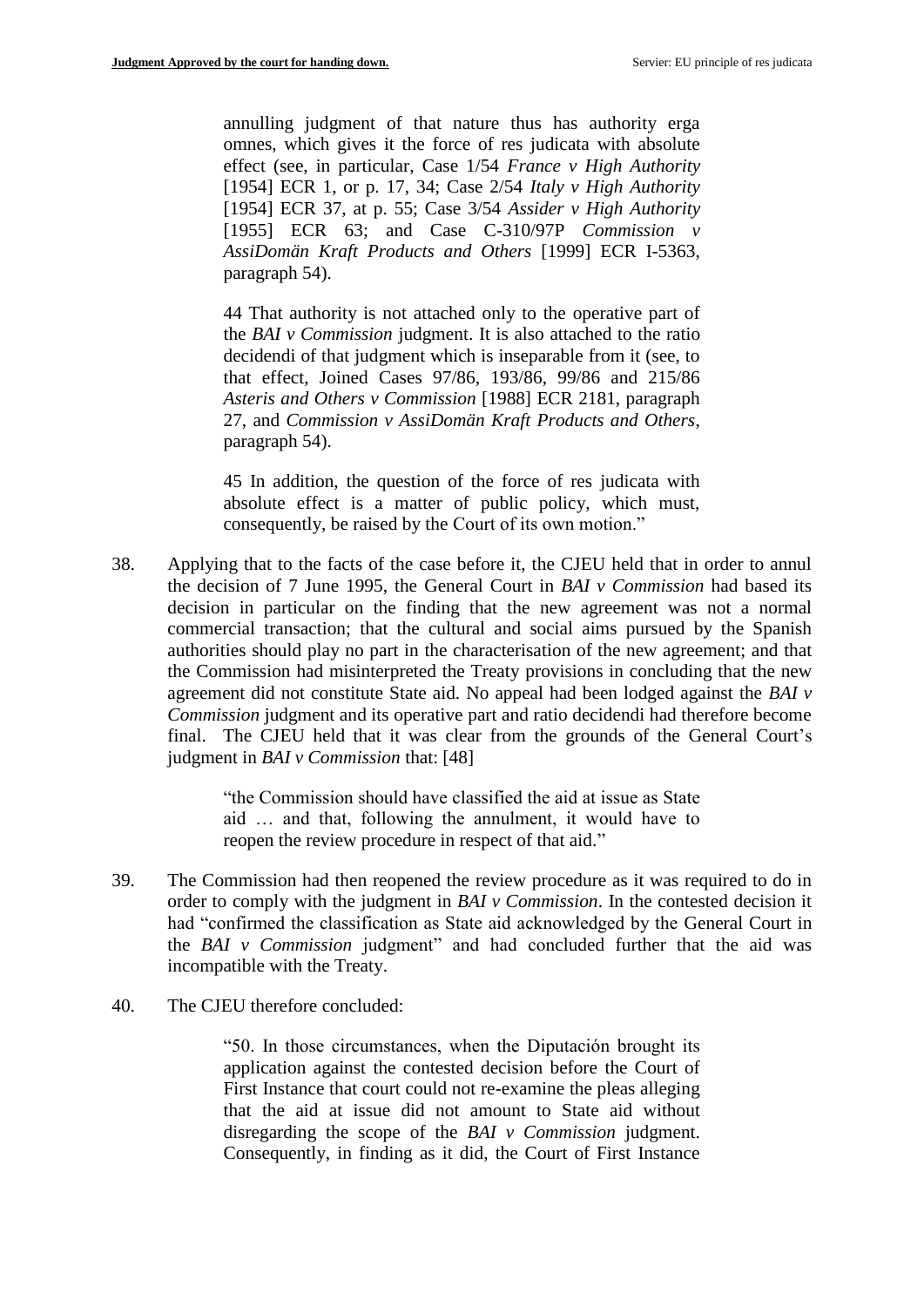annulling judgment of that nature thus has authority erga omnes, which gives it the force of res judicata with absolute effect (see, in particular, Case 1/54 *France v High Authority* [1954] ECR 1, or p. 17, 34; Case 2/54 *Italy v High Authority* [1954] ECR 37, at p. 55; Case 3/54 *Assider v High Authority* [1955] ECR 63; and Case C-310/97P *Commission v AssiDomän Kraft Products and Others* [1999] ECR I-5363, paragraph 54).

> 44 That authority is not attached only to the operative part of the *BAI v Commission* judgment. It is also attached to the ratio decidendi of that judgment which is inseparable from it (see, to that effect, Joined Cases 97/86, 193/86, 99/86 and 215/86 *Asteris and Others v Commission* [1988] ECR 2181, paragraph 27, and *Commission v AssiDomän Kraft Products and Others*, paragraph 54).
>
> 45 In addition, the question of the force of res judicata with absolute effect is a matter of public policy, which must, consequently, be raised by the Court of its own motion."

38. Applying that to the facts of the case before it, the CJEU held that in order to annul the decision of 7 June 1995, the General Court in *BAI v Commission* had based its decision in particular on the finding that the new agreement was not a normal commercial transaction; that the cultural and social aims pursued by the Spanish authorities should play no part in the characterisation of the new agreement; and that the Commission had misinterpreted the Treaty provisions in concluding that the new agreement did not constitute State aid. No appeal had been lodged against the *BAI v Commission* judgment and its operative part and ratio decidendi had therefore become final. The CJEU held that it was clear from the grounds of the General Court's judgment in *BAI v Commission* that: [48]

> "the Commission should have classified the aid at issue as State aid … and that, following the annulment, it would have to reopen the review procedure in respect of that aid."

39. The Commission had then reopened the review procedure as it was required to do in order to comply with the judgment in *BAI v Commission*. In the contested decision it had "confirmed the classification as State aid acknowledged by the General Court in the *BAI v Commission* judgment" and had concluded further that the aid was incompatible with the Treaty.

40. The CJEU therefore concluded:

> "50. In those circumstances, when the Diputación brought its application against the contested decision before the Court of First Instance that court could not re-examine the pleas alleging that the aid at issue did not amount to State aid without disregarding the scope of the *BAI v Commission* judgment. Consequently, in finding as it did, the Court of First Instance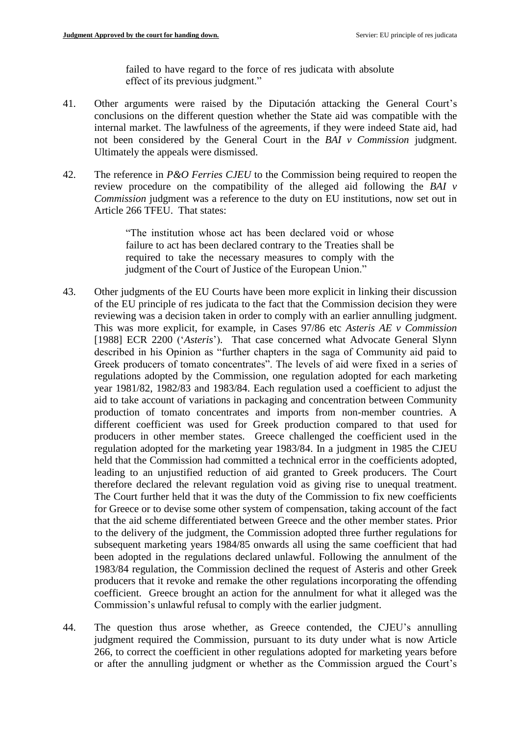failed to have regard to the force of res judicata with absolute effect of its previous judgment."

41. Other arguments were raised by the Diputación attacking the General Court's conclusions on the different question whether the State aid was compatible with the internal market. The lawfulness of the agreements, if they were indeed State aid, had not been considered by the General Court in the *BAI v Commission* judgment. Ultimately the appeals were dismissed.

42. The reference in *P&O Ferries CJEU* to the Commission being required to reopen the review procedure on the compatibility of the alleged aid following the *BAI v Commission* judgment was a reference to the duty on EU institutions, now set out in Article 266 TFEU. That states:

> "The institution whose act has been declared void or whose failure to act has been declared contrary to the Treaties shall be required to take the necessary measures to comply with the judgment of the Court of Justice of the European Union."

43. Other judgments of the EU Courts have been more explicit in linking their discussion of the EU principle of res judicata to the fact that the Commission decision they were reviewing was a decision taken in order to comply with an earlier annulling judgment. This was more explicit, for example, in Cases 97/86 etc *Asteris AE v Commission* [1988] ECR 2200 ('*Asteris*'). That case concerned what Advocate General Slynn described in his Opinion as "further chapters in the saga of Community aid paid to Greek producers of tomato concentrates". The levels of aid were fixed in a series of regulations adopted by the Commission, one regulation adopted for each marketing year 1981/82, 1982/83 and 1983/84. Each regulation used a coefficient to adjust the aid to take account of variations in packaging and concentration between Community production of tomato concentrates and imports from non-member countries. A different coefficient was used for Greek production compared to that used for producers in other member states. Greece challenged the coefficient used in the regulation adopted for the marketing year 1983/84. In a judgment in 1985 the CJEU held that the Commission had committed a technical error in the coefficients adopted, leading to an unjustified reduction of aid granted to Greek producers. The Court therefore declared the relevant regulation void as giving rise to unequal treatment. The Court further held that it was the duty of the Commission to fix new coefficients for Greece or to devise some other system of compensation, taking account of the fact that the aid scheme differentiated between Greece and the other member states. Prior to the delivery of the judgment, the Commission adopted three further regulations for subsequent marketing years 1984/85 onwards all using the same coefficient that had been adopted in the regulations declared unlawful. Following the annulment of the 1983/84 regulation, the Commission declined the request of Asteris and other Greek producers that it revoke and remake the other regulations incorporating the offending coefficient. Greece brought an action for the annulment for what it alleged was the Commission's unlawful refusal to comply with the earlier judgment.

44. The question thus arose whether, as Greece contended, the CJEU's annulling judgment required the Commission, pursuant to its duty under what is now Article 266, to correct the coefficient in other regulations adopted for marketing years before or after the annulling judgment or whether as the Commission argued the Court's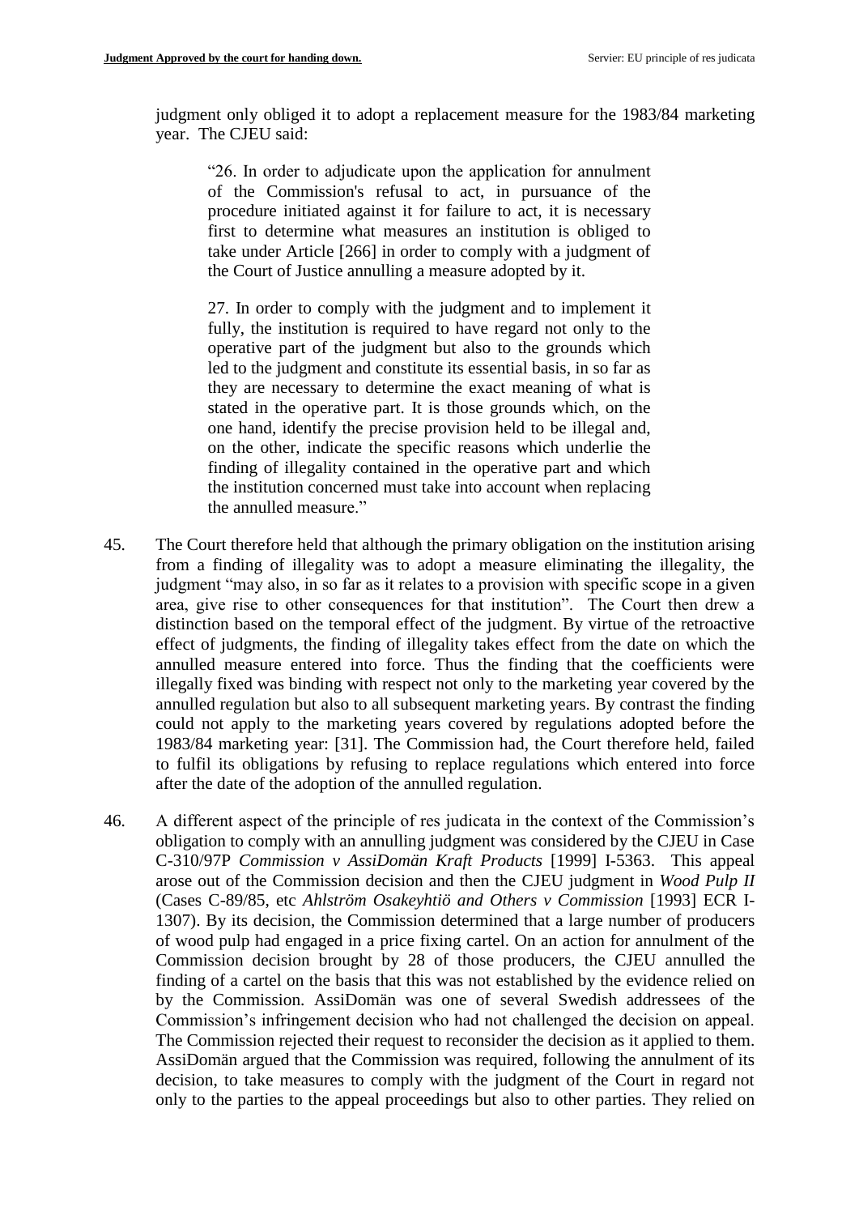judgment only obliged it to adopt a replacement measure for the 1983/84 marketing year. The CJEU said:

> "26. In order to adjudicate upon the application for annulment of the Commission's refusal to act, in pursuance of the procedure initiated against it for failure to act, it is necessary first to determine what measures an institution is obliged to take under Article [266] in order to comply with a judgment of the Court of Justice annulling a measure adopted by it.
>
> 27. In order to comply with the judgment and to implement it fully, the institution is required to have regard not only to the operative part of the judgment but also to the grounds which led to the judgment and constitute its essential basis, in so far as they are necessary to determine the exact meaning of what is stated in the operative part. It is those grounds which, on the one hand, identify the precise provision held to be illegal and, on the other, indicate the specific reasons which underlie the finding of illegality contained in the operative part and which the institution concerned must take into account when replacing the annulled measure."

45. The Court therefore held that although the primary obligation on the institution arising from a finding of illegality was to adopt a measure eliminating the illegality, the judgment "may also, in so far as it relates to a provision with specific scope in a given area, give rise to other consequences for that institution". The Court then drew a distinction based on the temporal effect of the judgment. By virtue of the retroactive effect of judgments, the finding of illegality takes effect from the date on which the annulled measure entered into force. Thus the finding that the coefficients were illegally fixed was binding with respect not only to the marketing year covered by the annulled regulation but also to all subsequent marketing years. By contrast the finding could not apply to the marketing years covered by regulations adopted before the 1983/84 marketing year: [31]. The Commission had, the Court therefore held, failed to fulfil its obligations by refusing to replace regulations which entered into force after the date of the adoption of the annulled regulation.

46. A different aspect of the principle of res judicata in the context of the Commission's obligation to comply with an annulling judgment was considered by the CJEU in Case C-310/97P *Commission v AssiDomän Kraft Products* [1999] I-5363. This appeal arose out of the Commission decision and then the CJEU judgment in *Wood Pulp II* (Cases C-89/85, etc *Ahlström Osakeyhtiö and Others v Commission* [1993] ECR I-1307). By its decision, the Commission determined that a large number of producers of wood pulp had engaged in a price fixing cartel. On an action for annulment of the Commission decision brought by 28 of those producers, the CJEU annulled the finding of a cartel on the basis that this was not established by the evidence relied on by the Commission. AssiDomän was one of several Swedish addressees of the Commission's infringement decision who had not challenged the decision on appeal. The Commission rejected their request to reconsider the decision as it applied to them. AssiDomän argued that the Commission was required, following the annulment of its decision, to take measures to comply with the judgment of the Court in regard not only to the parties to the appeal proceedings but also to other parties. They relied on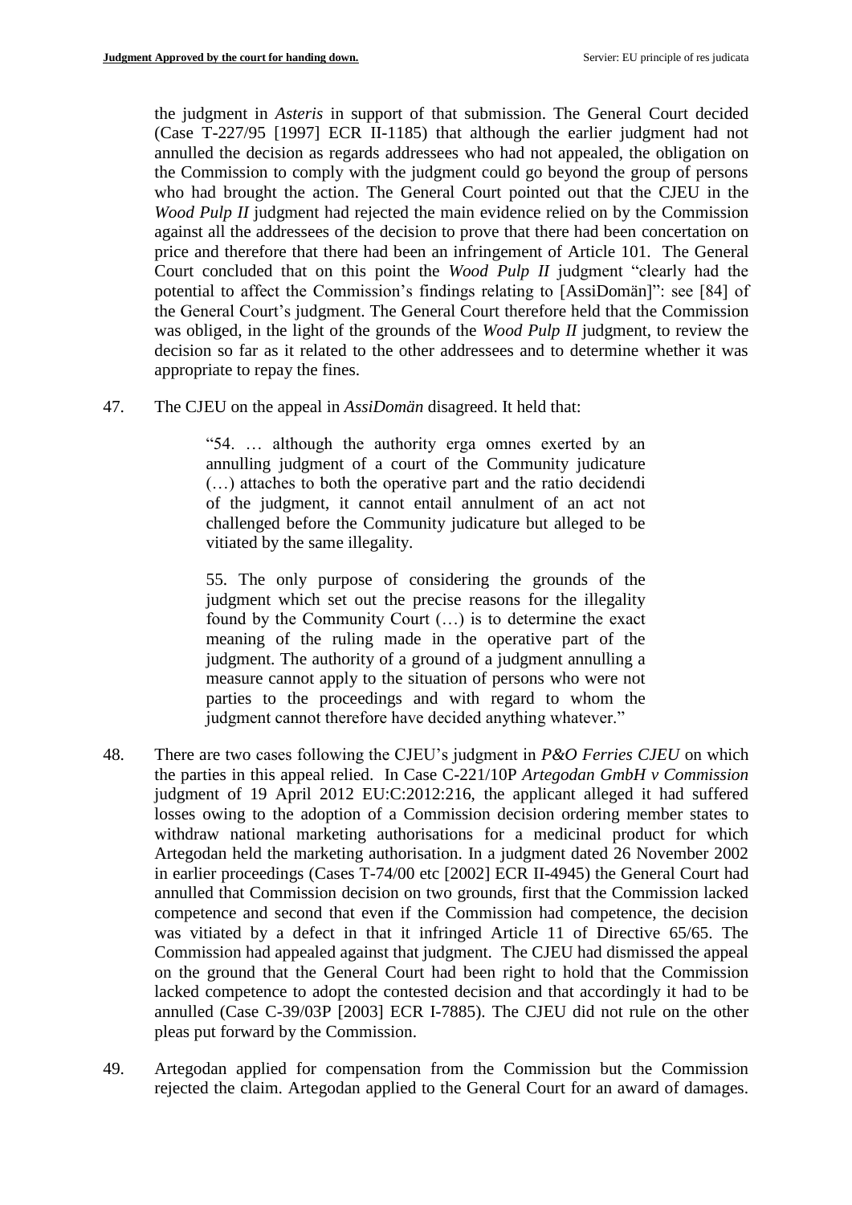the judgment in *Asteris* in support of that submission. The General Court decided (Case T-227/95 [1997] ECR II-1185) that although the earlier judgment had not annulled the decision as regards addressees who had not appealed, the obligation on the Commission to comply with the judgment could go beyond the group of persons who had brought the action. The General Court pointed out that the CJEU in the *Wood Pulp II* judgment had rejected the main evidence relied on by the Commission against all the addressees of the decision to prove that there had been concertation on price and therefore that there had been an infringement of Article 101. The General Court concluded that on this point the *Wood Pulp II* judgment "clearly had the potential to affect the Commission's findings relating to [AssiDomän]": see [84] of the General Court's judgment. The General Court therefore held that the Commission was obliged, in the light of the grounds of the *Wood Pulp II* judgment, to review the decision so far as it related to the other addressees and to determine whether it was appropriate to repay the fines.

47. The CJEU on the appeal in *AssiDomän* disagreed. It held that:

> "54. … although the authority erga omnes exerted by an annulling judgment of a court of the Community judicature (…) attaches to both the operative part and the ratio decidendi of the judgment, it cannot entail annulment of an act not challenged before the Community judicature but alleged to be vitiated by the same illegality.
>
> 55. The only purpose of considering the grounds of the judgment which set out the precise reasons for the illegality found by the Community Court (…) is to determine the exact meaning of the ruling made in the operative part of the judgment. The authority of a ground of a judgment annulling a measure cannot apply to the situation of persons who were not parties to the proceedings and with regard to whom the judgment cannot therefore have decided anything whatever."

48. There are two cases following the CJEU's judgment in *P&O Ferries CJEU* on which the parties in this appeal relied. In Case C-221/10P *Artegodan GmbH v Commission* judgment of 19 April 2012 EU:C:2012:216, the applicant alleged it had suffered losses owing to the adoption of a Commission decision ordering member states to withdraw national marketing authorisations for a medicinal product for which Artegodan held the marketing authorisation. In a judgment dated 26 November 2002 in earlier proceedings (Cases T-74/00 etc [2002] ECR II-4945) the General Court had annulled that Commission decision on two grounds, first that the Commission lacked competence and second that even if the Commission had competence, the decision was vitiated by a defect in that it infringed Article 11 of Directive 65/65. The Commission had appealed against that judgment. The CJEU had dismissed the appeal on the ground that the General Court had been right to hold that the Commission lacked competence to adopt the contested decision and that accordingly it had to be annulled (Case C-39/03P [2003] ECR I-7885). The CJEU did not rule on the other pleas put forward by the Commission.

49. Artegodan applied for compensation from the Commission but the Commission rejected the claim. Artegodan applied to the General Court for an award of damages.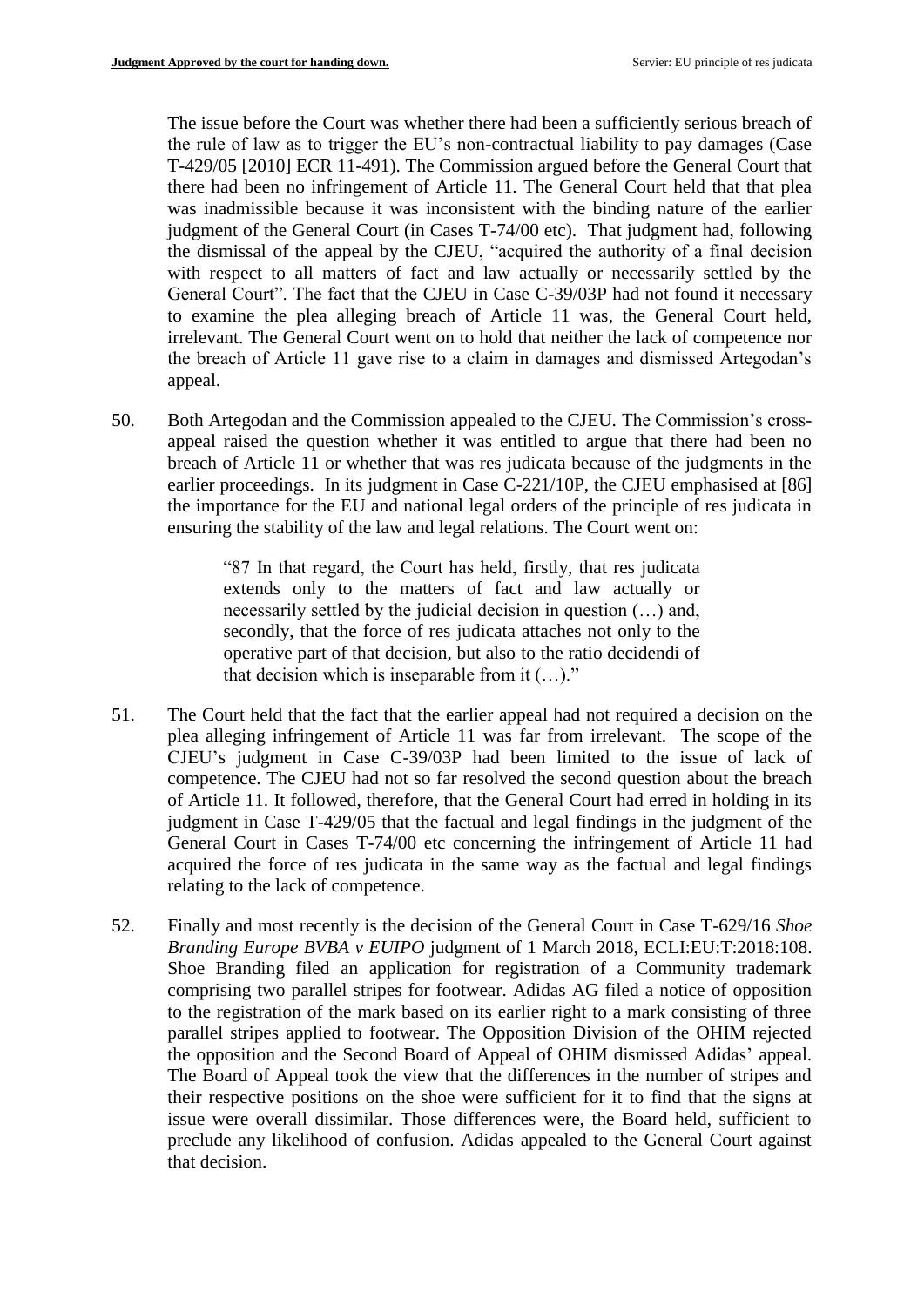The issue before the Court was whether there had been a sufficiently serious breach of the rule of law as to trigger the EU's non-contractual liability to pay damages (Case T-429/05 [2010] ECR 11-491). The Commission argued before the General Court that there had been no infringement of Article 11. The General Court held that that plea was inadmissible because it was inconsistent with the binding nature of the earlier judgment of the General Court (in Cases T-74/00 etc). That judgment had, following the dismissal of the appeal by the CJEU, "acquired the authority of a final decision with respect to all matters of fact and law actually or necessarily settled by the General Court". The fact that the CJEU in Case C-39/03P had not found it necessary to examine the plea alleging breach of Article 11 was, the General Court held, irrelevant. The General Court went on to hold that neither the lack of competence nor the breach of Article 11 gave rise to a claim in damages and dismissed Artegodan's appeal.

50. Both Artegodan and the Commission appealed to the CJEU. The Commission's cross-appeal raised the question whether it was entitled to argue that there had been no breach of Article 11 or whether that was res judicata because of the judgments in the earlier proceedings. In its judgment in Case C-221/10P, the CJEU emphasised at [86] the importance for the EU and national legal orders of the principle of res judicata in ensuring the stability of the law and legal relations. The Court went on:

> "87 In that regard, the Court has held, firstly, that res judicata extends only to the matters of fact and law actually or necessarily settled by the judicial decision in question (…) and, secondly, that the force of res judicata attaches not only to the operative part of that decision, but also to the ratio decidendi of that decision which is inseparable from it (…)."

51. The Court held that the fact that the earlier appeal had not required a decision on the plea alleging infringement of Article 11 was far from irrelevant. The scope of the CJEU's judgment in Case C-39/03P had been limited to the issue of lack of competence. The CJEU had not so far resolved the second question about the breach of Article 11. It followed, therefore, that the General Court had erred in holding in its judgment in Case T-429/05 that the factual and legal findings in the judgment of the General Court in Cases T-74/00 etc concerning the infringement of Article 11 had acquired the force of res judicata in the same way as the factual and legal findings relating to the lack of competence.

52. Finally and most recently is the decision of the General Court in Case T-629/16 *Shoe Branding Europe BVBA v EUIPO* judgment of 1 March 2018, ECLI:EU:T:2018:108. Shoe Branding filed an application for registration of a Community trademark comprising two parallel stripes for footwear. Adidas AG filed a notice of opposition to the registration of the mark based on its earlier right to a mark consisting of three parallel stripes applied to footwear. The Opposition Division of the OHIM rejected the opposition and the Second Board of Appeal of OHIM dismissed Adidas' appeal. The Board of Appeal took the view that the differences in the number of stripes and their respective positions on the shoe were sufficient for it to find that the signs at issue were overall dissimilar. Those differences were, the Board held, sufficient to preclude any likelihood of confusion. Adidas appealed to the General Court against that decision.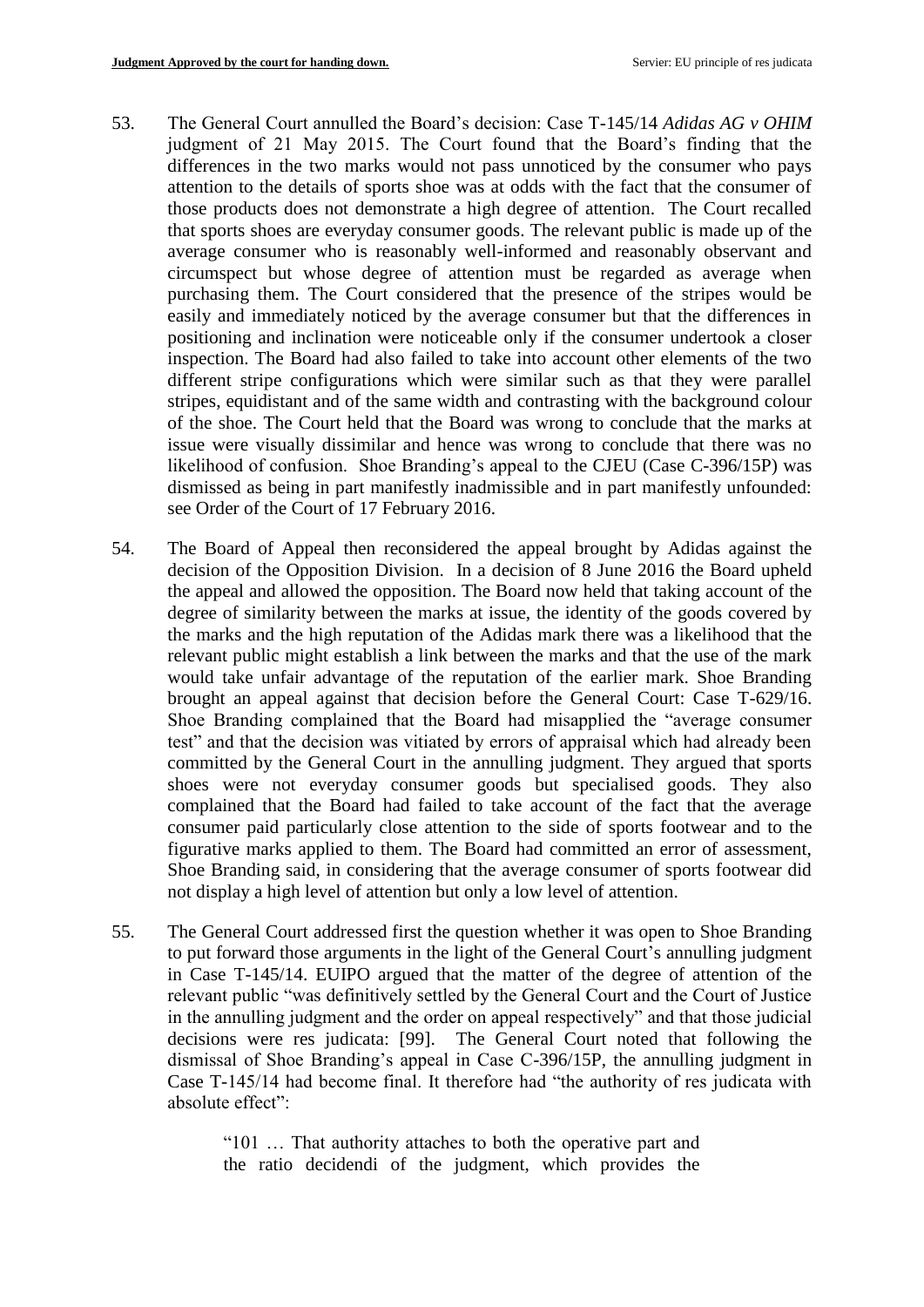53. The General Court annulled the Board's decision: Case T-145/14 *Adidas AG v OHIM* judgment of 21 May 2015. The Court found that the Board's finding that the differences in the two marks would not pass unnoticed by the consumer who pays attention to the details of sports shoe was at odds with the fact that the consumer of those products does not demonstrate a high degree of attention. The Court recalled that sports shoes are everyday consumer goods. The relevant public is made up of the average consumer who is reasonably well-informed and reasonably observant and circumspect but whose degree of attention must be regarded as average when purchasing them. The Court considered that the presence of the stripes would be easily and immediately noticed by the average consumer but that the differences in positioning and inclination were noticeable only if the consumer undertook a closer inspection. The Board had also failed to take into account other elements of the two different stripe configurations which were similar such as that they were parallel stripes, equidistant and of the same width and contrasting with the background colour of the shoe. The Court held that the Board was wrong to conclude that the marks at issue were visually dissimilar and hence was wrong to conclude that there was no likelihood of confusion. Shoe Branding's appeal to the CJEU (Case C-396/15P) was dismissed as being in part manifestly inadmissible and in part manifestly unfounded: see Order of the Court of 17 February 2016.

54. The Board of Appeal then reconsidered the appeal brought by Adidas against the decision of the Opposition Division. In a decision of 8 June 2016 the Board upheld the appeal and allowed the opposition. The Board now held that taking account of the degree of similarity between the marks at issue, the identity of the goods covered by the marks and the high reputation of the Adidas mark there was a likelihood that the relevant public might establish a link between the marks and that the use of the mark would take unfair advantage of the reputation of the earlier mark. Shoe Branding brought an appeal against that decision before the General Court: Case T-629/16. Shoe Branding complained that the Board had misapplied the "average consumer test" and that the decision was vitiated by errors of appraisal which had already been committed by the General Court in the annulling judgment. They argued that sports shoes were not everyday consumer goods but specialised goods. They also complained that the Board had failed to take account of the fact that the average consumer paid particularly close attention to the side of sports footwear and to the figurative marks applied to them. The Board had committed an error of assessment, Shoe Branding said, in considering that the average consumer of sports footwear did not display a high level of attention but only a low level of attention.

55. The General Court addressed first the question whether it was open to Shoe Branding to put forward those arguments in the light of the General Court's annulling judgment in Case T-145/14. EUIPO argued that the matter of the degree of attention of the relevant public "was definitively settled by the General Court and the Court of Justice in the annulling judgment and the order on appeal respectively" and that those judicial decisions were res judicata: [99]. The General Court noted that following the dismissal of Shoe Branding's appeal in Case C-396/15P, the annulling judgment in Case T-145/14 had become final. It therefore had "the authority of res judicata with absolute effect":

> "101 … That authority attaches to both the operative part and the ratio decidendi of the judgment, which provides the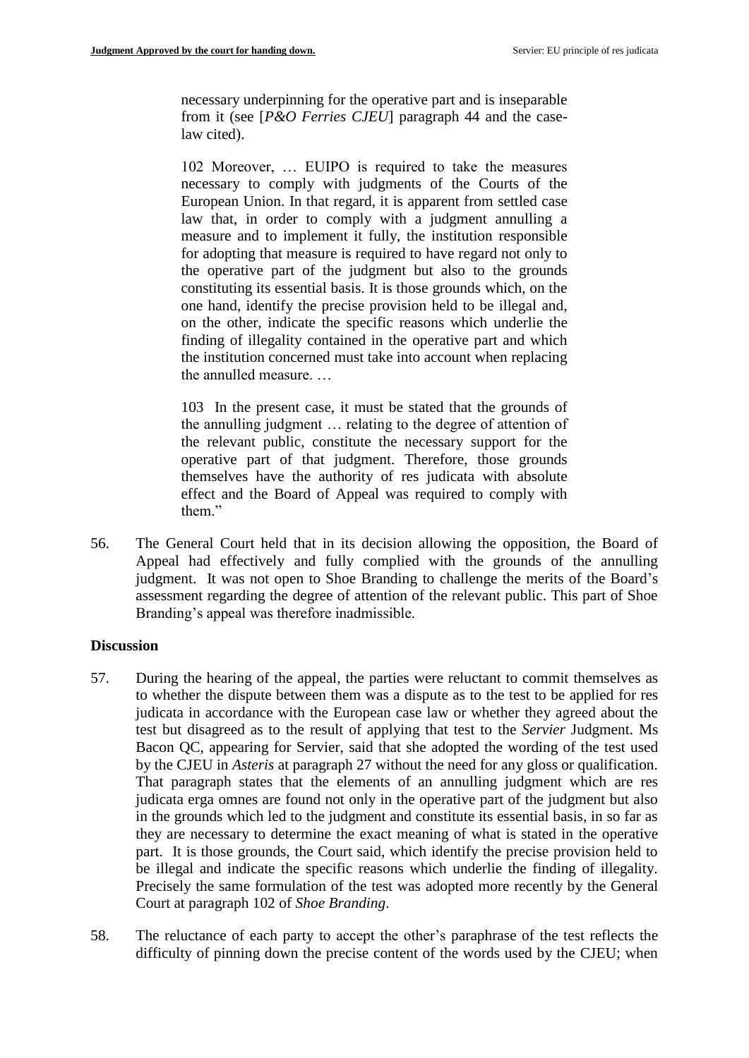> necessary underpinning for the operative part and is inseparable from it (see [*P&O Ferries CJEU*] paragraph 44 and the case-law cited).
>
> 102 Moreover, … EUIPO is required to take the measures necessary to comply with judgments of the Courts of the European Union. In that regard, it is apparent from settled case law that, in order to comply with a judgment annulling a measure and to implement it fully, the institution responsible for adopting that measure is required to have regard not only to the operative part of the judgment but also to the grounds constituting its essential basis. It is those grounds which, on the one hand, identify the precise provision held to be illegal and, on the other, indicate the specific reasons which underlie the finding of illegality contained in the operative part and which the institution concerned must take into account when replacing the annulled measure. …
>
> 103 In the present case, it must be stated that the grounds of the annulling judgment … relating to the degree of attention of the relevant public, constitute the necessary support for the operative part of that judgment. Therefore, those grounds themselves have the authority of res judicata with absolute effect and the Board of Appeal was required to comply with them."

56. The General Court held that in its decision allowing the opposition, the Board of Appeal had effectively and fully complied with the grounds of the annulling judgment. It was not open to Shoe Branding to challenge the merits of the Board's assessment regarding the degree of attention of the relevant public. This part of Shoe Branding's appeal was therefore inadmissible.

**Discussion**

57. During the hearing of the appeal, the parties were reluctant to commit themselves as to whether the dispute between them was a dispute as to the test to be applied for res judicata in accordance with the European case law or whether they agreed about the test but disagreed as to the result of applying that test to the *Servier* Judgment. Ms Bacon QC, appearing for Servier, said that she adopted the wording of the test used by the CJEU in *Asteris* at paragraph 27 without the need for any gloss or qualification. That paragraph states that the elements of an annulling judgment which are res judicata erga omnes are found not only in the operative part of the judgment but also in the grounds which led to the judgment and constitute its essential basis, in so far as they are necessary to determine the exact meaning of what is stated in the operative part. It is those grounds, the Court said, which identify the precise provision held to be illegal and indicate the specific reasons which underlie the finding of illegality. Precisely the same formulation of the test was adopted more recently by the General Court at paragraph 102 of *Shoe Branding*.

58. The reluctance of each party to accept the other's paraphrase of the test reflects the difficulty of pinning down the precise content of the words used by the CJEU; when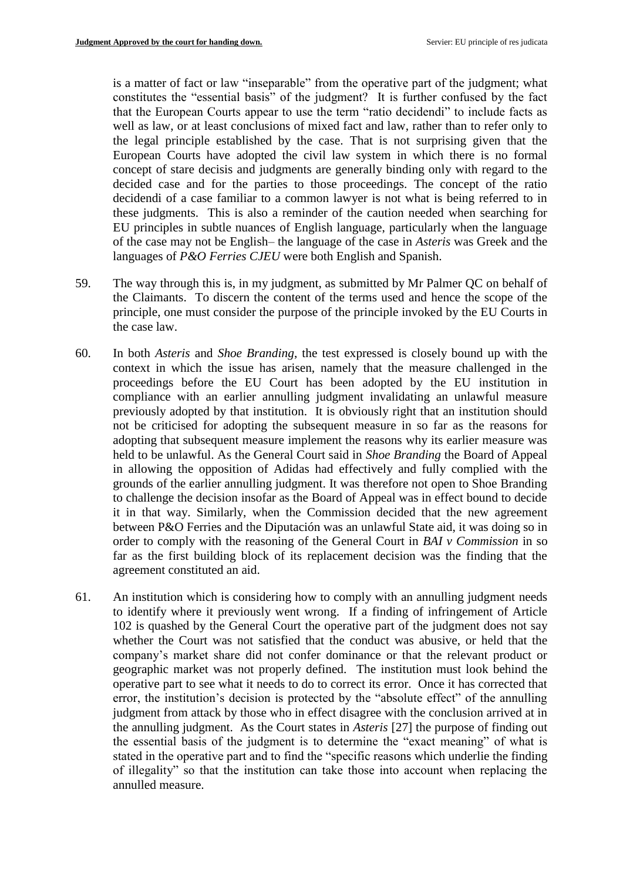is a matter of fact or law "inseparable" from the operative part of the judgment; what constitutes the "essential basis" of the judgment? It is further confused by the fact that the European Courts appear to use the term "ratio decidendi" to include facts as well as law, or at least conclusions of mixed fact and law, rather than to refer only to the legal principle established by the case. That is not surprising given that the European Courts have adopted the civil law system in which there is no formal concept of stare decisis and judgments are generally binding only with regard to the decided case and for the parties to those proceedings. The concept of the ratio decidendi of a case familiar to a common lawyer is not what is being referred to in these judgments. This is also a reminder of the caution needed when searching for EU principles in subtle nuances of English language, particularly when the language of the case may not be English– the language of the case in *Asteris* was Greek and the languages of *P&O Ferries CJEU* were both English and Spanish.

59. The way through this is, in my judgment, as submitted by Mr Palmer QC on behalf of the Claimants. To discern the content of the terms used and hence the scope of the principle, one must consider the purpose of the principle invoked by the EU Courts in the case law.

60. In both *Asteris* and *Shoe Branding*, the test expressed is closely bound up with the context in which the issue has arisen, namely that the measure challenged in the proceedings before the EU Court has been adopted by the EU institution in compliance with an earlier annulling judgment invalidating an unlawful measure previously adopted by that institution. It is obviously right that an institution should not be criticised for adopting the subsequent measure in so far as the reasons for adopting that subsequent measure implement the reasons why its earlier measure was held to be unlawful. As the General Court said in *Shoe Branding* the Board of Appeal in allowing the opposition of Adidas had effectively and fully complied with the grounds of the earlier annulling judgment. It was therefore not open to Shoe Branding to challenge the decision insofar as the Board of Appeal was in effect bound to decide it in that way. Similarly, when the Commission decided that the new agreement between P&O Ferries and the Diputación was an unlawful State aid, it was doing so in order to comply with the reasoning of the General Court in *BAI v Commission* in so far as the first building block of its replacement decision was the finding that the agreement constituted an aid.

61. An institution which is considering how to comply with an annulling judgment needs to identify where it previously went wrong. If a finding of infringement of Article 102 is quashed by the General Court the operative part of the judgment does not say whether the Court was not satisfied that the conduct was abusive, or held that the company's market share did not confer dominance or that the relevant product or geographic market was not properly defined. The institution must look behind the operative part to see what it needs to do to correct its error. Once it has corrected that error, the institution's decision is protected by the "absolute effect" of the annulling judgment from attack by those who in effect disagree with the conclusion arrived at in the annulling judgment. As the Court states in *Asteris* [27] the purpose of finding out the essential basis of the judgment is to determine the "exact meaning" of what is stated in the operative part and to find the "specific reasons which underlie the finding of illegality" so that the institution can take those into account when replacing the annulled measure.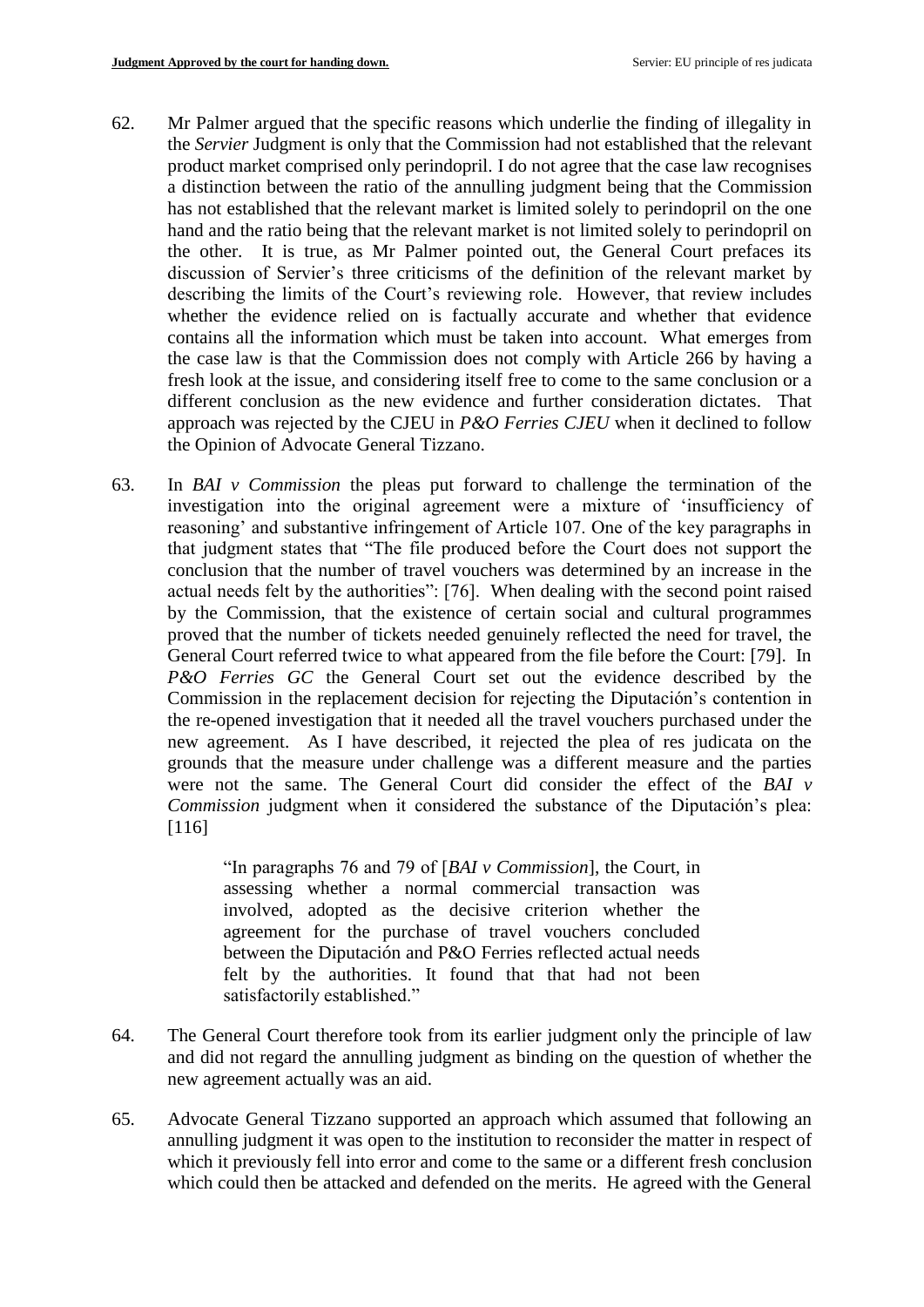62. Mr Palmer argued that the specific reasons which underlie the finding of illegality in the *Servier* Judgment is only that the Commission had not established that the relevant product market comprised only perindopril. I do not agree that the case law recognises a distinction between the ratio of the annulling judgment being that the Commission has not established that the relevant market is limited solely to perindopril on the one hand and the ratio being that the relevant market is not limited solely to perindopril on the other. It is true, as Mr Palmer pointed out, the General Court prefaces its discussion of Servier's three criticisms of the definition of the relevant market by describing the limits of the Court's reviewing role. However, that review includes whether the evidence relied on is factually accurate and whether that evidence contains all the information which must be taken into account. What emerges from the case law is that the Commission does not comply with Article 266 by having a fresh look at the issue, and considering itself free to come to the same conclusion or a different conclusion as the new evidence and further consideration dictates. That approach was rejected by the CJEU in *P&O Ferries CJEU* when it declined to follow the Opinion of Advocate General Tizzano.

63. In *BAI v Commission* the pleas put forward to challenge the termination of the investigation into the original agreement were a mixture of 'insufficiency of reasoning' and substantive infringement of Article 107. One of the key paragraphs in that judgment states that "The file produced before the Court does not support the conclusion that the number of travel vouchers was determined by an increase in the actual needs felt by the authorities": [76]. When dealing with the second point raised by the Commission, that the existence of certain social and cultural programmes proved that the number of tickets needed genuinely reflected the need for travel, the General Court referred twice to what appeared from the file before the Court: [79]. In *P&O Ferries GC* the General Court set out the evidence described by the Commission in the replacement decision for rejecting the Diputación's contention in the re-opened investigation that it needed all the travel vouchers purchased under the new agreement. As I have described, it rejected the plea of res judicata on the grounds that the measure under challenge was a different measure and the parties were not the same. The General Court did consider the effect of the *BAI v Commission* judgment when it considered the substance of the Diputación's plea: [116]

> "In paragraphs 76 and 79 of [*BAI v Commission*], the Court, in assessing whether a normal commercial transaction was involved, adopted as the decisive criterion whether the agreement for the purchase of travel vouchers concluded between the Diputación and P&O Ferries reflected actual needs felt by the authorities. It found that that had not been satisfactorily established."

64. The General Court therefore took from its earlier judgment only the principle of law and did not regard the annulling judgment as binding on the question of whether the new agreement actually was an aid.

65. Advocate General Tizzano supported an approach which assumed that following an annulling judgment it was open to the institution to reconsider the matter in respect of which it previously fell into error and come to the same or a different fresh conclusion which could then be attacked and defended on the merits. He agreed with the General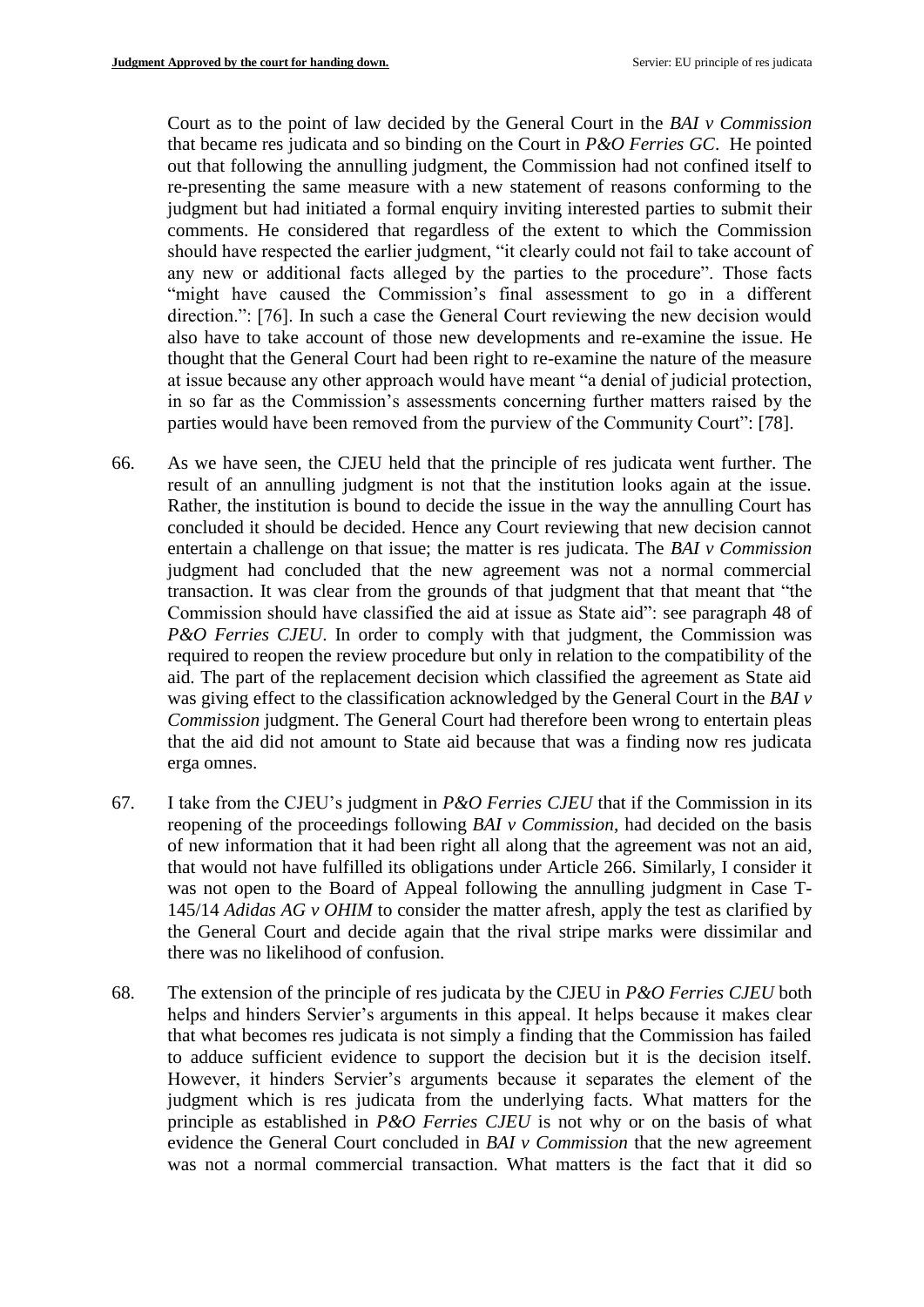Court as to the point of law decided by the General Court in the *BAI v Commission* that became res judicata and so binding on the Court in *P&O Ferries GC*. He pointed out that following the annulling judgment, the Commission had not confined itself to re-presenting the same measure with a new statement of reasons conforming to the judgment but had initiated a formal enquiry inviting interested parties to submit their comments. He considered that regardless of the extent to which the Commission should have respected the earlier judgment, "it clearly could not fail to take account of any new or additional facts alleged by the parties to the procedure". Those facts "might have caused the Commission's final assessment to go in a different direction.": [76]. In such a case the General Court reviewing the new decision would also have to take account of those new developments and re-examine the issue. He thought that the General Court had been right to re-examine the nature of the measure at issue because any other approach would have meant "a denial of judicial protection, in so far as the Commission's assessments concerning further matters raised by the parties would have been removed from the purview of the Community Court": [78].

66. As we have seen, the CJEU held that the principle of res judicata went further. The result of an annulling judgment is not that the institution looks again at the issue. Rather, the institution is bound to decide the issue in the way the annulling Court has concluded it should be decided. Hence any Court reviewing that new decision cannot entertain a challenge on that issue; the matter is res judicata. The *BAI v Commission* judgment had concluded that the new agreement was not a normal commercial transaction. It was clear from the grounds of that judgment that that meant that "the Commission should have classified the aid at issue as State aid": see paragraph 48 of *P&O Ferries CJEU*. In order to comply with that judgment, the Commission was required to reopen the review procedure but only in relation to the compatibility of the aid. The part of the replacement decision which classified the agreement as State aid was giving effect to the classification acknowledged by the General Court in the *BAI v Commission* judgment. The General Court had therefore been wrong to entertain pleas that the aid did not amount to State aid because that was a finding now res judicata erga omnes.

67. I take from the CJEU's judgment in *P&O Ferries CJEU* that if the Commission in its reopening of the proceedings following *BAI v Commission*, had decided on the basis of new information that it had been right all along that the agreement was not an aid, that would not have fulfilled its obligations under Article 266. Similarly, I consider it was not open to the Board of Appeal following the annulling judgment in Case T-145/14 *Adidas AG v OHIM* to consider the matter afresh, apply the test as clarified by the General Court and decide again that the rival stripe marks were dissimilar and there was no likelihood of confusion.

68. The extension of the principle of res judicata by the CJEU in *P&O Ferries CJEU* both helps and hinders Servier's arguments in this appeal. It helps because it makes clear that what becomes res judicata is not simply a finding that the Commission has failed to adduce sufficient evidence to support the decision but it is the decision itself. However, it hinders Servier's arguments because it separates the element of the judgment which is res judicata from the underlying facts. What matters for the principle as established in *P&O Ferries CJEU* is not why or on the basis of what evidence the General Court concluded in *BAI v Commission* that the new agreement was not a normal commercial transaction. What matters is the fact that it did so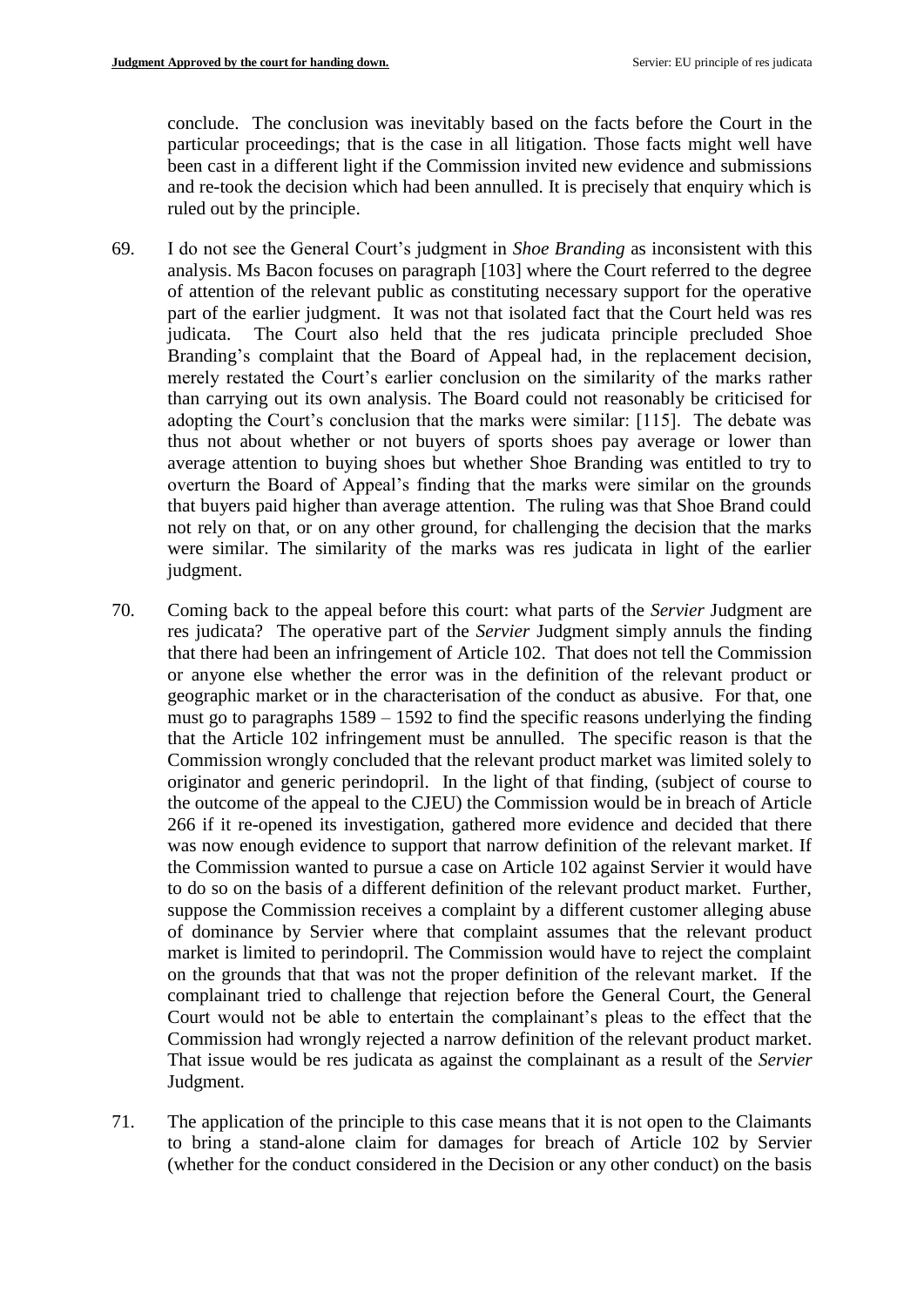conclude. The conclusion was inevitably based on the facts before the Court in the particular proceedings; that is the case in all litigation. Those facts might well have been cast in a different light if the Commission invited new evidence and submissions and re-took the decision which had been annulled. It is precisely that enquiry which is ruled out by the principle.

69. I do not see the General Court's judgment in *Shoe Branding* as inconsistent with this analysis. Ms Bacon focuses on paragraph [103] where the Court referred to the degree of attention of the relevant public as constituting necessary support for the operative part of the earlier judgment. It was not that isolated fact that the Court held was res judicata. The Court also held that the res judicata principle precluded Shoe Branding's complaint that the Board of Appeal had, in the replacement decision, merely restated the Court's earlier conclusion on the similarity of the marks rather than carrying out its own analysis. The Board could not reasonably be criticised for adopting the Court's conclusion that the marks were similar: [115]. The debate was thus not about whether or not buyers of sports shoes pay average or lower than average attention to buying shoes but whether Shoe Branding was entitled to try to overturn the Board of Appeal's finding that the marks were similar on the grounds that buyers paid higher than average attention. The ruling was that Shoe Brand could not rely on that, or on any other ground, for challenging the decision that the marks were similar. The similarity of the marks was res judicata in light of the earlier judgment.

70. Coming back to the appeal before this court: what parts of the *Servier* Judgment are res judicata? The operative part of the *Servier* Judgment simply annuls the finding that there had been an infringement of Article 102. That does not tell the Commission or anyone else whether the error was in the definition of the relevant product or geographic market or in the characterisation of the conduct as abusive. For that, one must go to paragraphs 1589 – 1592 to find the specific reasons underlying the finding that the Article 102 infringement must be annulled. The specific reason is that the Commission wrongly concluded that the relevant product market was limited solely to originator and generic perindopril. In the light of that finding, (subject of course to the outcome of the appeal to the CJEU) the Commission would be in breach of Article 266 if it re-opened its investigation, gathered more evidence and decided that there was now enough evidence to support that narrow definition of the relevant market. If the Commission wanted to pursue a case on Article 102 against Servier it would have to do so on the basis of a different definition of the relevant product market. Further, suppose the Commission receives a complaint by a different customer alleging abuse of dominance by Servier where that complaint assumes that the relevant product market is limited to perindopril. The Commission would have to reject the complaint on the grounds that that was not the proper definition of the relevant market. If the complainant tried to challenge that rejection before the General Court, the General Court would not be able to entertain the complainant's pleas to the effect that the Commission had wrongly rejected a narrow definition of the relevant product market. That issue would be res judicata as against the complainant as a result of the *Servier* Judgment.

71. The application of the principle to this case means that it is not open to the Claimants to bring a stand-alone claim for damages for breach of Article 102 by Servier (whether for the conduct considered in the Decision or any other conduct) on the basis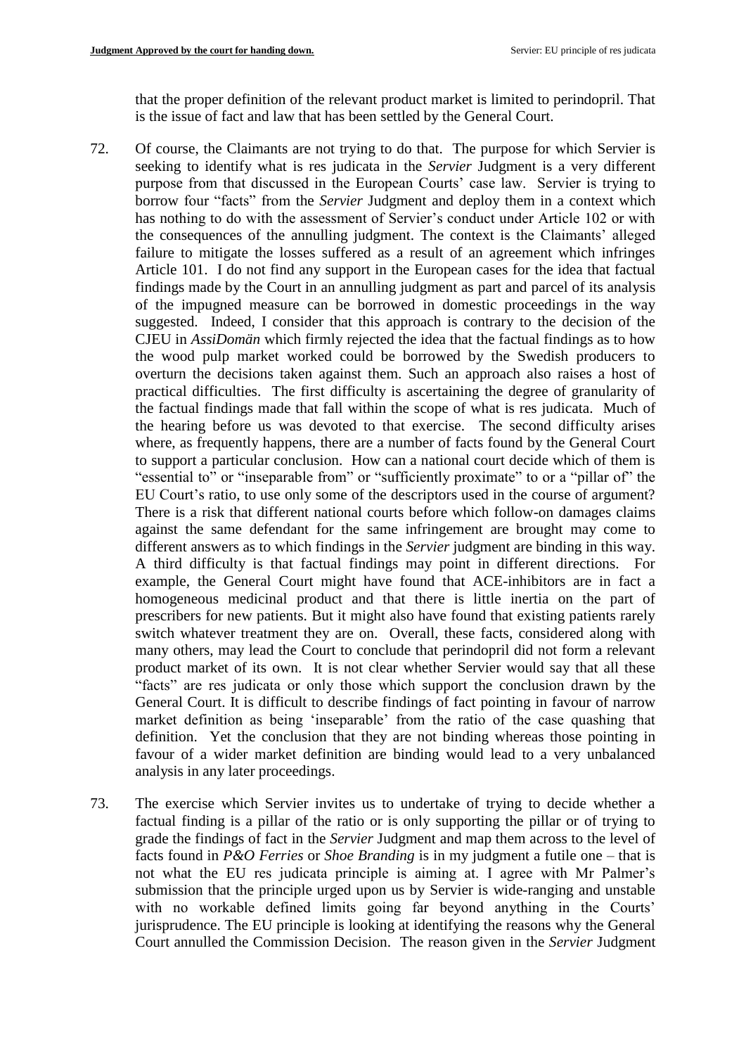that the proper definition of the relevant product market is limited to perindopril. That is the issue of fact and law that has been settled by the General Court.

72. Of course, the Claimants are not trying to do that. The purpose for which Servier is seeking to identify what is res judicata in the *Servier* Judgment is a very different purpose from that discussed in the European Courts' case law. Servier is trying to borrow four "facts" from the *Servier* Judgment and deploy them in a context which has nothing to do with the assessment of Servier's conduct under Article 102 or with the consequences of the annulling judgment. The context is the Claimants' alleged failure to mitigate the losses suffered as a result of an agreement which infringes Article 101. I do not find any support in the European cases for the idea that factual findings made by the Court in an annulling judgment as part and parcel of its analysis of the impugned measure can be borrowed in domestic proceedings in the way suggested. Indeed, I consider that this approach is contrary to the decision of the CJEU in *AssiDomän* which firmly rejected the idea that the factual findings as to how the wood pulp market worked could be borrowed by the Swedish producers to overturn the decisions taken against them. Such an approach also raises a host of practical difficulties. The first difficulty is ascertaining the degree of granularity of the factual findings made that fall within the scope of what is res judicata. Much of the hearing before us was devoted to that exercise. The second difficulty arises where, as frequently happens, there are a number of facts found by the General Court to support a particular conclusion. How can a national court decide which of them is "essential to" or "inseparable from" or "sufficiently proximate" to or a "pillar of" the EU Court's ratio, to use only some of the descriptors used in the course of argument? There is a risk that different national courts before which follow-on damages claims against the same defendant for the same infringement are brought may come to different answers as to which findings in the *Servier* judgment are binding in this way. A third difficulty is that factual findings may point in different directions. For example, the General Court might have found that ACE-inhibitors are in fact a homogeneous medicinal product and that there is little inertia on the part of prescribers for new patients. But it might also have found that existing patients rarely switch whatever treatment they are on. Overall, these facts, considered along with many others, may lead the Court to conclude that perindopril did not form a relevant product market of its own. It is not clear whether Servier would say that all these "facts" are res judicata or only those which support the conclusion drawn by the General Court. It is difficult to describe findings of fact pointing in favour of narrow market definition as being 'inseparable' from the ratio of the case quashing that definition. Yet the conclusion that they are not binding whereas those pointing in favour of a wider market definition are binding would lead to a very unbalanced analysis in any later proceedings.

73. The exercise which Servier invites us to undertake of trying to decide whether a factual finding is a pillar of the ratio or is only supporting the pillar or of trying to grade the findings of fact in the *Servier* Judgment and map them across to the level of facts found in *P&O Ferries* or *Shoe Branding* is in my judgment a futile one – that is not what the EU res judicata principle is aiming at. I agree with Mr Palmer's submission that the principle urged upon us by Servier is wide-ranging and unstable with no workable defined limits going far beyond anything in the Courts' jurisprudence. The EU principle is looking at identifying the reasons why the General Court annulled the Commission Decision. The reason given in the *Servier* Judgment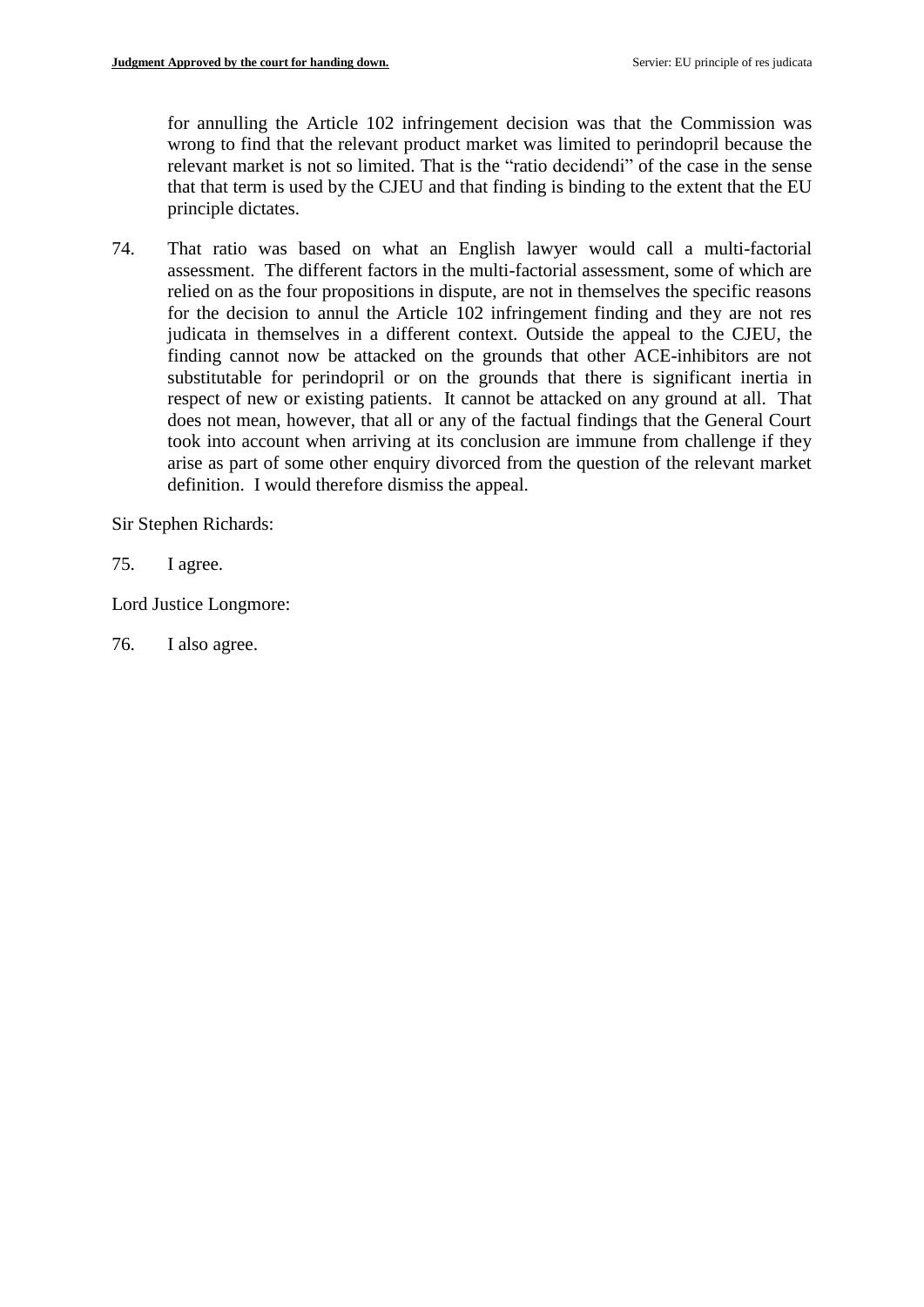for annulling the Article 102 infringement decision was that the Commission was wrong to find that the relevant product market was limited to perindopril because the relevant market is not so limited. That is the "ratio decidendi" of the case in the sense that that term is used by the CJEU and that finding is binding to the extent that the EU principle dictates.

74. That ratio was based on what an English lawyer would call a multi-factorial assessment. The different factors in the multi-factorial assessment, some of which are relied on as the four propositions in dispute, are not in themselves the specific reasons for the decision to annul the Article 102 infringement finding and they are not res judicata in themselves in a different context. Outside the appeal to the CJEU, the finding cannot now be attacked on the grounds that other ACE-inhibitors are not substitutable for perindopril or on the grounds that there is significant inertia in respect of new or existing patients. It cannot be attacked on any ground at all. That does not mean, however, that all or any of the factual findings that the General Court took into account when arriving at its conclusion are immune from challenge if they arise as part of some other enquiry divorced from the question of the relevant market definition. I would therefore dismiss the appeal.

Sir Stephen Richards:

75. I agree.

Lord Justice Longmore:

76. I also agree.